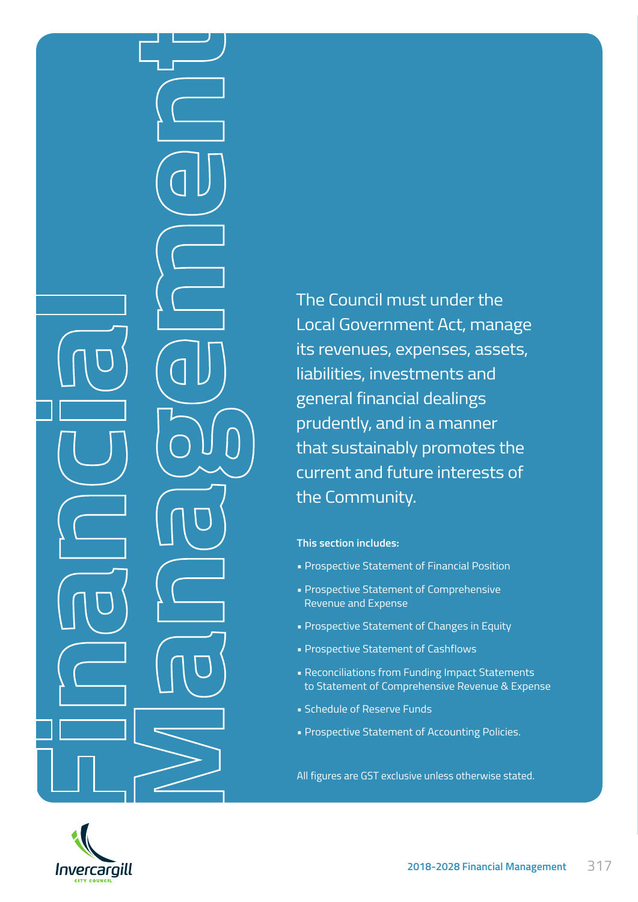# Financial Management

The Council must under the Local Government Act, manage its revenues, expenses, assets, liabilities, investments and general financial dealings prudently, and in a manner that sustainably promotes the current and future interests of the Community.

**This section includes:**

- Prospective Statement of Financial Position
- Prospective Statement of Comprehensive Revenue and Expense
- Prospective Statement of Changes in Equity
- Prospective Statement of Cashflows
- Reconciliations from Funding Impact Statements to Statement of Comprehensive Revenue & Expense
- Schedule of Reserve Funds
- Prospective Statement of Accounting Policies.

All figures are GST exclusive unless otherwise stated.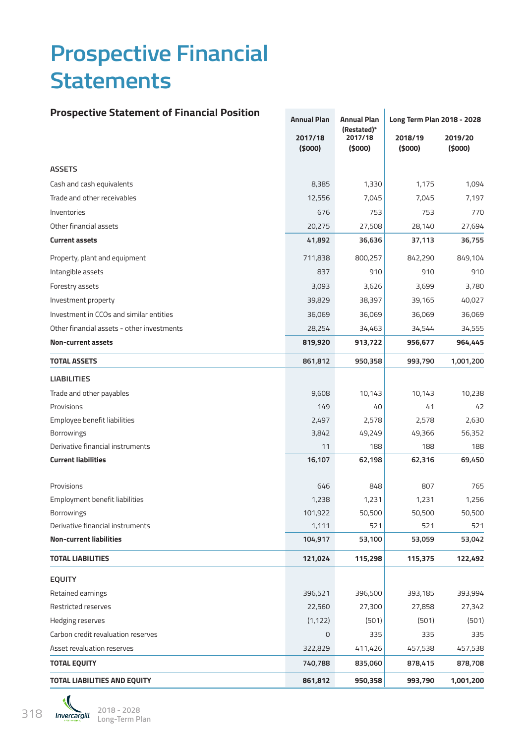# Prospective Financial Statements

## Prospective Statement of Financial Position

| | Annual Plan | Annual Plan (Restated)* | Long Term Plan 2018 - 2028 | |
|---|---|---|---|---|
| | 2017/18 ($000) | 2017/18 ($000) | 2018/19 ($000) | 2019/20 ($000) |
| **ASSETS** | | | | |
| Cash and cash equivalents | 8,385 | 1,330 | 1,175 | 1,094 |
| Trade and other receivables | 12,556 | 7,045 | 7,045 | 7,197 |
| Inventories | 676 | 753 | 753 | 770 |
| Other financial assets | 20,275 | 27,508 | 28,140 | 27,694 |
| **Current assets** | **41,892** | **36,636** | **37,113** | **36,755** |
| Property, plant and equipment | 711,838 | 800,257 | 842,290 | 849,104 |
| Intangible assets | 837 | 910 | 910 | 910 |
| Forestry assets | 3,093 | 3,626 | 3,699 | 3,780 |
| Investment property | 39,829 | 38,397 | 39,165 | 40,027 |
| Investment in CCOs and similar entities | 36,069 | 36,069 | 36,069 | 36,069 |
| Other financial assets - other investments | 28,254 | 34,463 | 34,544 | 34,555 |
| **Non-current assets** | **819,920** | **913,722** | **956,677** | **964,445** |
| **TOTAL ASSETS** | **861,812** | **950,358** | **993,790** | **1,001,200** |
| **LIABILITIES** | | | | |
| Trade and other payables | 9,608 | 10,143 | 10,143 | 10,238 |
| Provisions | 149 | 40 | 41 | 42 |
| Employee benefit liabilities | 2,497 | 2,578 | 2,578 | 2,630 |
| Borrowings | 3,842 | 49,249 | 49,366 | 56,352 |
| Derivative financial instruments | 11 | 188 | 188 | 188 |
| **Current liabilities** | **16,107** | **62,198** | **62,316** | **69,450** |
| Provisions | 646 | 848 | 807 | 765 |
| Employment benefit liabilities | 1,238 | 1,231 | 1,231 | 1,256 |
| Borrowings | 101,922 | 50,500 | 50,500 | 50,500 |
| Derivative financial instruments | 1,111 | 521 | 521 | 521 |
| **Non-current liabilities** | **104,917** | **53,100** | **53,059** | **53,042** |
| **TOTAL LIABILITIES** | **121,024** | **115,298** | **115,375** | **122,492** |
| **EQUITY** | | | | |
| Retained earnings | 396,521 | 396,500 | 393,185 | 393,994 |
| Restricted reserves | 22,560 | 27,300 | 27,858 | 27,342 |
| Hedging reserves | (1,122) | (501) | (501) | (501) |
| Carbon credit revaluation reserves | 0 | 335 | 335 | 335 |
| Asset revaluation reserves | 322,829 | 411,426 | 457,538 | 457,538 |
| **TOTAL EQUITY** | **740,788** | **835,060** | **878,415** | **878,708** |
| **TOTAL LIABILITIES AND EQUITY** | **861,812** | **950,358** | **993,790** | **1,001,200** |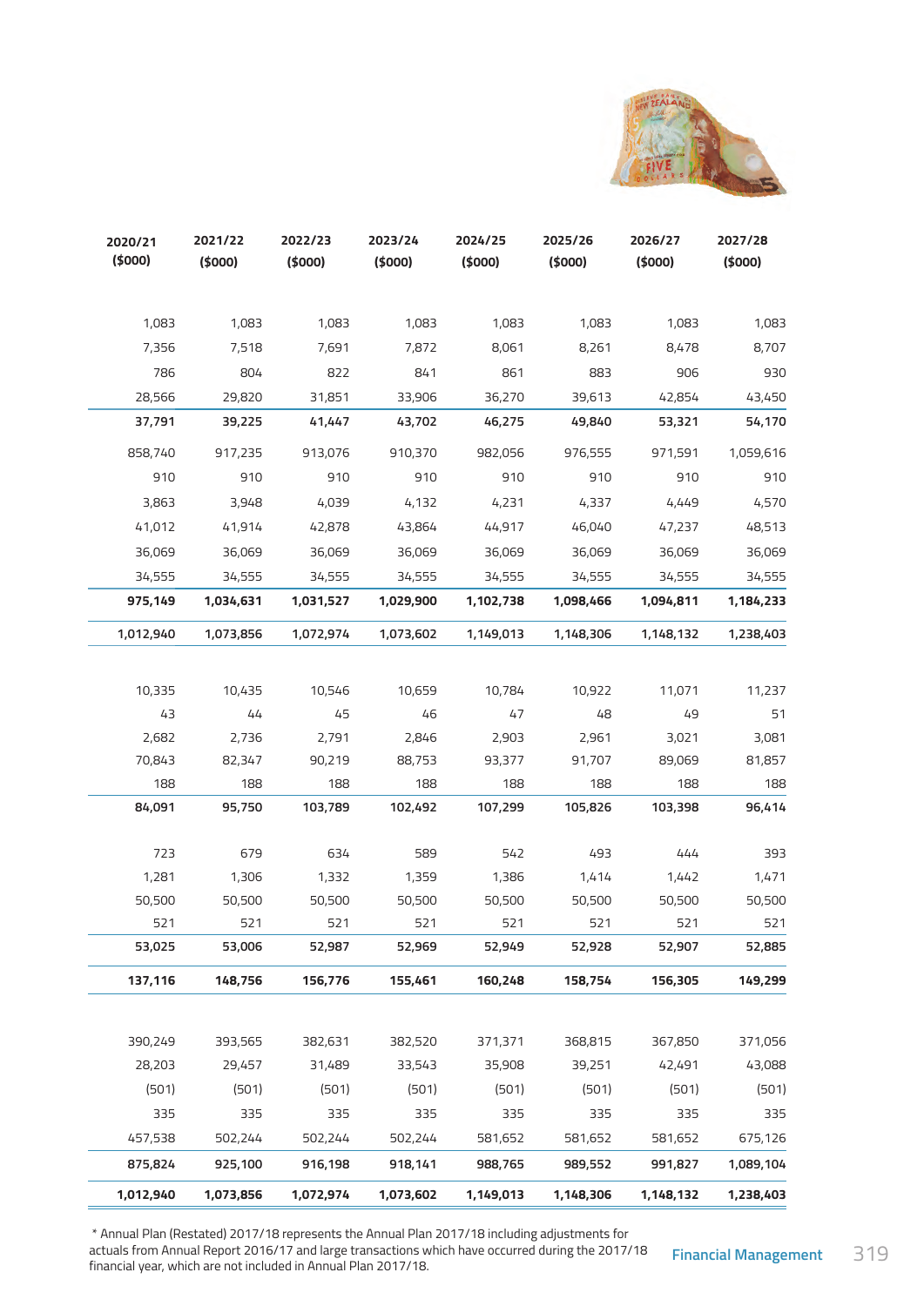| 2020/21 ($000) | 2021/22 ($000) | 2022/23 ($000) | 2023/24 ($000) | 2024/25 ($000) | 2025/26 ($000) | 2026/27 ($000) | 2027/28 ($000) |
|---|---|---|---|---|---|---|---|
| | | | | | | | |
| 1,083 | 1,083 | 1,083 | 1,083 | 1,083 | 1,083 | 1,083 | 1,083 |
| 7,356 | 7,518 | 7,691 | 7,872 | 8,061 | 8,261 | 8,478 | 8,707 |
| 786 | 804 | 822 | 841 | 861 | 883 | 906 | 930 |
| 28,566 | 29,820 | 31,851 | 33,906 | 36,270 | 39,613 | 42,854 | 43,450 |
| **37,791** | **39,225** | **41,447** | **43,702** | **46,275** | **49,840** | **53,321** | **54,170** |
| 858,740 | 917,235 | 913,076 | 910,370 | 982,056 | 976,555 | 971,591 | 1,059,616 |
| 910 | 910 | 910 | 910 | 910 | 910 | 910 | 910 |
| 3,863 | 3,948 | 4,039 | 4,132 | 4,231 | 4,337 | 4,449 | 4,570 |
| 41,012 | 41,914 | 42,878 | 43,864 | 44,917 | 46,040 | 47,237 | 48,513 |
| 36,069 | 36,069 | 36,069 | 36,069 | 36,069 | 36,069 | 36,069 | 36,069 |
| 34,555 | 34,555 | 34,555 | 34,555 | 34,555 | 34,555 | 34,555 | 34,555 |
| **975,149** | **1,034,631** | **1,031,527** | **1,029,900** | **1,102,738** | **1,098,466** | **1,094,811** | **1,184,233** |
| **1,012,940** | **1,073,856** | **1,072,974** | **1,073,602** | **1,149,013** | **1,148,306** | **1,148,132** | **1,238,403** |
| | | | | | | | |
| 10,335 | 10,435 | 10,546 | 10,659 | 10,784 | 10,922 | 11,071 | 11,237 |
| 43 | 44 | 45 | 46 | 47 | 48 | 49 | 51 |
| 2,682 | 2,736 | 2,791 | 2,846 | 2,903 | 2,961 | 3,021 | 3,081 |
| 70,843 | 82,347 | 90,219 | 88,753 | 93,377 | 91,707 | 89,069 | 81,857 |
| 188 | 188 | 188 | 188 | 188 | 188 | 188 | 188 |
| **84,091** | **95,750** | **103,789** | **102,492** | **107,299** | **105,826** | **103,398** | **96,414** |
| 723 | 679 | 634 | 589 | 542 | 493 | 444 | 393 |
| 1,281 | 1,306 | 1,332 | 1,359 | 1,386 | 1,414 | 1,442 | 1,471 |
| 50,500 | 50,500 | 50,500 | 50,500 | 50,500 | 50,500 | 50,500 | 50,500 |
| 521 | 521 | 521 | 521 | 521 | 521 | 521 | 521 |
| **53,025** | **53,006** | **52,987** | **52,969** | **52,949** | **52,928** | **52,907** | **52,885** |
| **137,116** | **148,756** | **156,776** | **155,461** | **160,248** | **158,754** | **156,305** | **149,299** |
| | | | | | | | |
| 390,249 | 393,565 | 382,631 | 382,520 | 371,371 | 368,815 | 367,850 | 371,056 |
| 28,203 | 29,457 | 31,489 | 33,543 | 35,908 | 39,251 | 42,491 | 43,088 |
| (501) | (501) | (501) | (501) | (501) | (501) | (501) | (501) |
| 335 | 335 | 335 | 335 | 335 | 335 | 335 | 335 |
| 457,538 | 502,244 | 502,244 | 502,244 | 581,652 | 581,652 | 581,652 | 675,126 |
| **875,824** | **925,100** | **916,198** | **918,141** | **988,765** | **989,552** | **991,827** | **1,089,104** |
| **1,012,940** | **1,073,856** | **1,072,974** | **1,073,602** | **1,149,013** | **1,148,306** | **1,148,132** | **1,238,403** |

* Annual Plan (Restated) 2017/18 represents the Annual Plan 2017/18 including adjustments for actuals from Annual Report 2016/17 and large transactions which have occurred during the 2017/18 financial year, which are not included in Annual Plan 2017/18.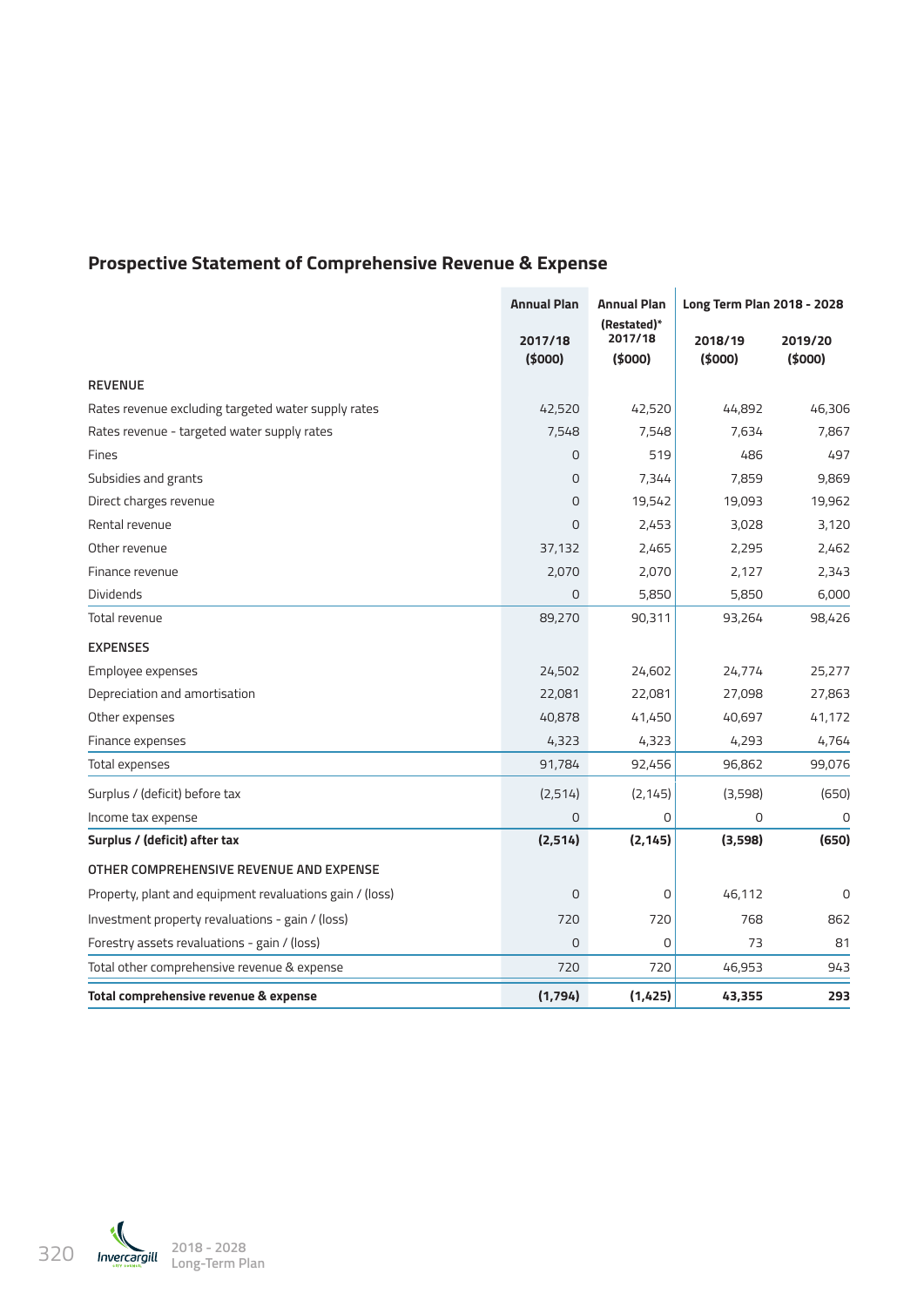## Prospective Statement of Comprehensive Revenue & Expense

| | Annual Plan | Annual Plan | Long Term Plan 2018 - 2028 | |
|---|---|---|---|---|
| | 2017/18 ($000) | (Restated)* 2017/18 ($000) | 2018/19 ($000) | 2019/20 ($000) |
| **REVENUE** | | | | |
| Rates revenue excluding targeted water supply rates | 42,520 | 42,520 | 44,892 | 46,306 |
| Rates revenue - targeted water supply rates | 7,548 | 7,548 | 7,634 | 7,867 |
| Fines | 0 | 519 | 486 | 497 |
| Subsidies and grants | 0 | 7,344 | 7,859 | 9,869 |
| Direct charges revenue | 0 | 19,542 | 19,093 | 19,962 |
| Rental revenue | 0 | 2,453 | 3,028 | 3,120 |
| Other revenue | 37,132 | 2,465 | 2,295 | 2,462 |
| Finance revenue | 2,070 | 2,070 | 2,127 | 2,343 |
| Dividends | 0 | 5,850 | 5,850 | 6,000 |
| Total revenue | 89,270 | 90,311 | 93,264 | 98,426 |
| **EXPENSES** | | | | |
| Employee expenses | 24,502 | 24,602 | 24,774 | 25,277 |
| Depreciation and amortisation | 22,081 | 22,081 | 27,098 | 27,863 |
| Other expenses | 40,878 | 41,450 | 40,697 | 41,172 |
| Finance expenses | 4,323 | 4,323 | 4,293 | 4,764 |
| Total expenses | 91,784 | 92,456 | 96,862 | 99,076 |
| Surplus / (deficit) before tax | (2,514) | (2,145) | (3,598) | (650) |
| Income tax expense | 0 | 0 | 0 | 0 |
| **Surplus / (deficit) after tax** | **(2,514)** | **(2,145)** | **(3,598)** | **(650)** |
| **OTHER COMPREHENSIVE REVENUE AND EXPENSE** | | | | |
| Property, plant and equipment revaluations gain / (loss) | 0 | 0 | 46,112 | 0 |
| Investment property revaluations - gain / (loss) | 720 | 720 | 768 | 862 |
| Forestry assets revaluations - gain / (loss) | 0 | 0 | 73 | 81 |
| Total other comprehensive revenue & expense | 720 | 720 | 46,953 | 943 |
| **Total comprehensive revenue & expense** | **(1,794)** | **(1,425)** | **43,355** | **293** |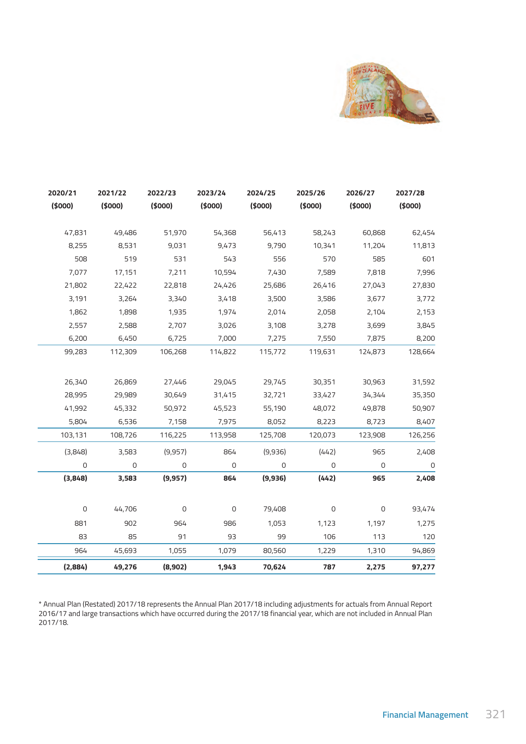| 2020/21 ($000) | 2021/22 ($000) | 2022/23 ($000) | 2023/24 ($000) | 2024/25 ($000) | 2025/26 ($000) | 2026/27 ($000) | 2027/28 ($000) |
|---|---|---|---|---|---|---|---|
| 47,831 | 49,486 | 51,970 | 54,368 | 56,413 | 58,243 | 60,868 | 62,454 |
| 8,255 | 8,531 | 9,031 | 9,473 | 9,790 | 10,341 | 11,204 | 11,813 |
| 508 | 519 | 531 | 543 | 556 | 570 | 585 | 601 |
| 7,077 | 17,151 | 7,211 | 10,594 | 7,430 | 7,589 | 7,818 | 7,996 |
| 21,802 | 22,422 | 22,818 | 24,426 | 25,686 | 26,416 | 27,043 | 27,830 |
| 3,191 | 3,264 | 3,340 | 3,418 | 3,500 | 3,586 | 3,677 | 3,772 |
| 1,862 | 1,898 | 1,935 | 1,974 | 2,014 | 2,058 | 2,104 | 2,153 |
| 2,557 | 2,588 | 2,707 | 3,026 | 3,108 | 3,278 | 3,699 | 3,845 |
| 6,200 | 6,450 | 6,725 | 7,000 | 7,275 | 7,550 | 7,875 | 8,200 |
| 99,283 | 112,309 | 106,268 | 114,822 | 115,772 | 119,631 | 124,873 | 128,664 |
| | | | | | | | |
| 26,340 | 26,869 | 27,446 | 29,045 | 29,745 | 30,351 | 30,963 | 31,592 |
| 28,995 | 29,989 | 30,649 | 31,415 | 32,721 | 33,427 | 34,344 | 35,350 |
| 41,992 | 45,332 | 50,972 | 45,523 | 55,190 | 48,072 | 49,878 | 50,907 |
| 5,804 | 6,536 | 7,158 | 7,975 | 8,052 | 8,223 | 8,723 | 8,407 |
| 103,131 | 108,726 | 116,225 | 113,958 | 125,708 | 120,073 | 123,908 | 126,256 |
| (3,848) | 3,583 | (9,957) | 864 | (9,936) | (442) | 965 | 2,408 |
| 0 | 0 | 0 | 0 | 0 | 0 | 0 | 0 |
| **(3,848)** | **3,583** | **(9,957)** | **864** | **(9,936)** | **(442)** | **965** | **2,408** |
| | | | | | | | |
| 0 | 44,706 | 0 | 0 | 79,408 | 0 | 0 | 93,474 |
| 881 | 902 | 964 | 986 | 1,053 | 1,123 | 1,197 | 1,275 |
| 83 | 85 | 91 | 93 | 99 | 106 | 113 | 120 |
| 964 | 45,693 | 1,055 | 1,079 | 80,560 | 1,229 | 1,310 | 94,869 |
| **(2,884)** | **49,276** | **(8,902)** | **1,943** | **70,624** | **787** | **2,275** | **97,277** |

* Annual Plan (Restated) 2017/18 represents the Annual Plan 2017/18 including adjustments for actuals from Annual Report 2016/17 and large transactions which have occurred during the 2017/18 financial year, which are not included in Annual Plan 2017/18.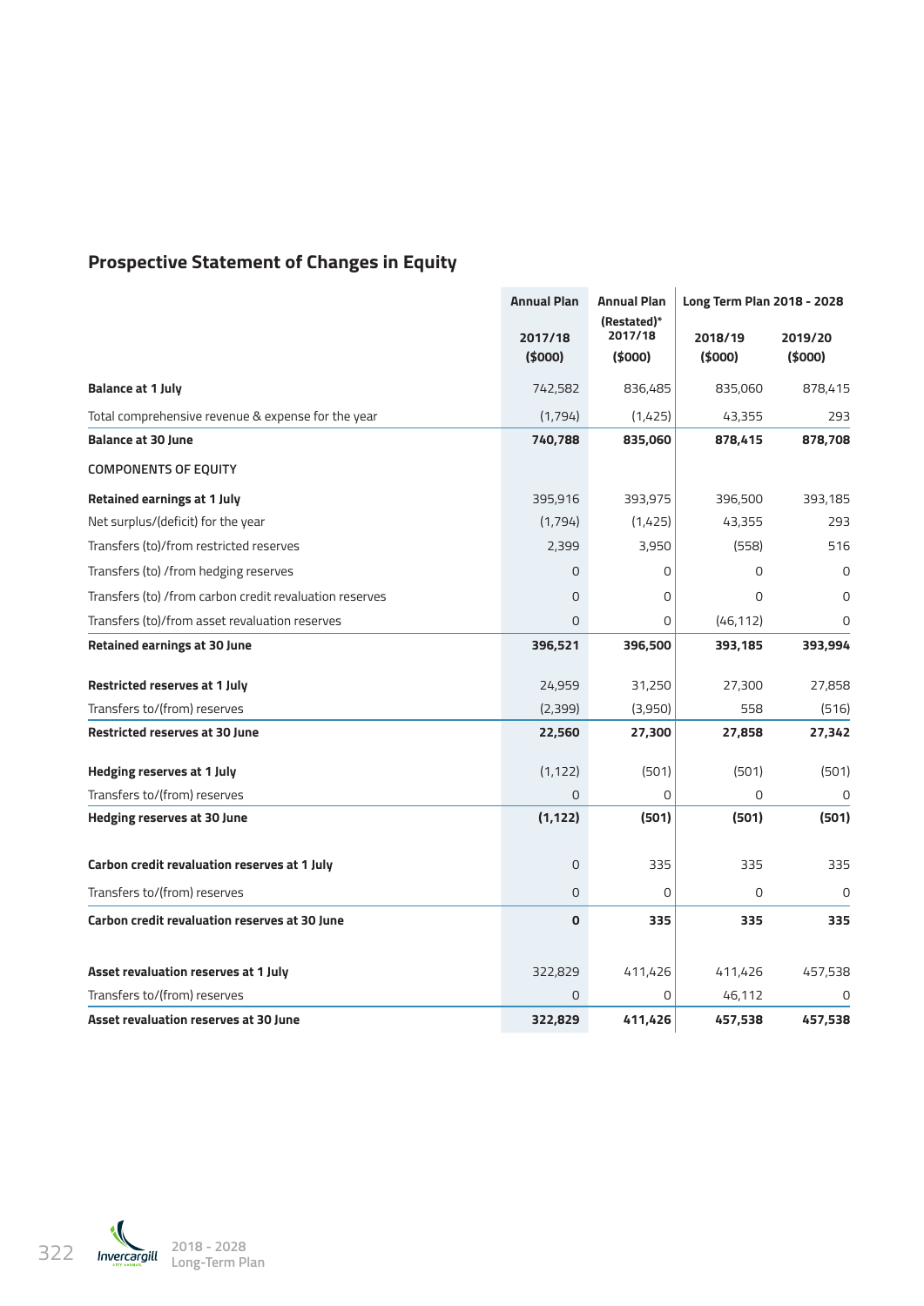## Prospective Statement of Changes in Equity

| | Annual Plan | Annual Plan | Long Term Plan 2018 - 2028 | |
|---|---|---|---|---|
| | 2017/18 | (Restated)* 2017/18 | 2018/19 | 2019/20 |
| | ($000) | ($000) | ($000) | ($000) |
| **Balance at 1 July** | 742,582 | 836,485 | 835,060 | 878,415 |
| Total comprehensive revenue & expense for the year | (1,794) | (1,425) | 43,355 | 293 |
| **Balance at 30 June** | **740,788** | **835,060** | **878,415** | **878,708** |
| COMPONENTS OF EQUITY | | | | |
| **Retained earnings at 1 July** | 395,916 | 393,975 | 396,500 | 393,185 |
| Net surplus/(deficit) for the year | (1,794) | (1,425) | 43,355 | 293 |
| Transfers (to)/from restricted reserves | 2,399 | 3,950 | (558) | 516 |
| Transfers (to) /from hedging reserves | 0 | 0 | 0 | 0 |
| Transfers (to) /from carbon credit revaluation reserves | 0 | 0 | 0 | 0 |
| Transfers (to)/from asset revaluation reserves | 0 | 0 | (46,112) | 0 |
| **Retained earnings at 30 June** | **396,521** | **396,500** | **393,185** | **393,994** |
| **Restricted reserves at 1 July** | 24,959 | 31,250 | 27,300 | 27,858 |
| Transfers to/(from) reserves | (2,399) | (3,950) | 558 | (516) |
| **Restricted reserves at 30 June** | **22,560** | **27,300** | **27,858** | **27,342** |
| **Hedging reserves at 1 July** | (1,122) | (501) | (501) | (501) |
| Transfers to/(from) reserves | 0 | 0 | 0 | 0 |
| **Hedging reserves at 30 June** | **(1,122)** | **(501)** | **(501)** | **(501)** |
| **Carbon credit revaluation reserves at 1 July** | 0 | 335 | 335 | 335 |
| Transfers to/(from) reserves | 0 | 0 | 0 | 0 |
| **Carbon credit revaluation reserves at 30 June** | **0** | **335** | **335** | **335** |
| **Asset revaluation reserves at 1 July** | 322,829 | 411,426 | 411,426 | 457,538 |
| Transfers to/(from) reserves | 0 | 0 | 46,112 | 0 |
| **Asset revaluation reserves at 30 June** | **322,829** | **411,426** | **457,538** | **457,538** |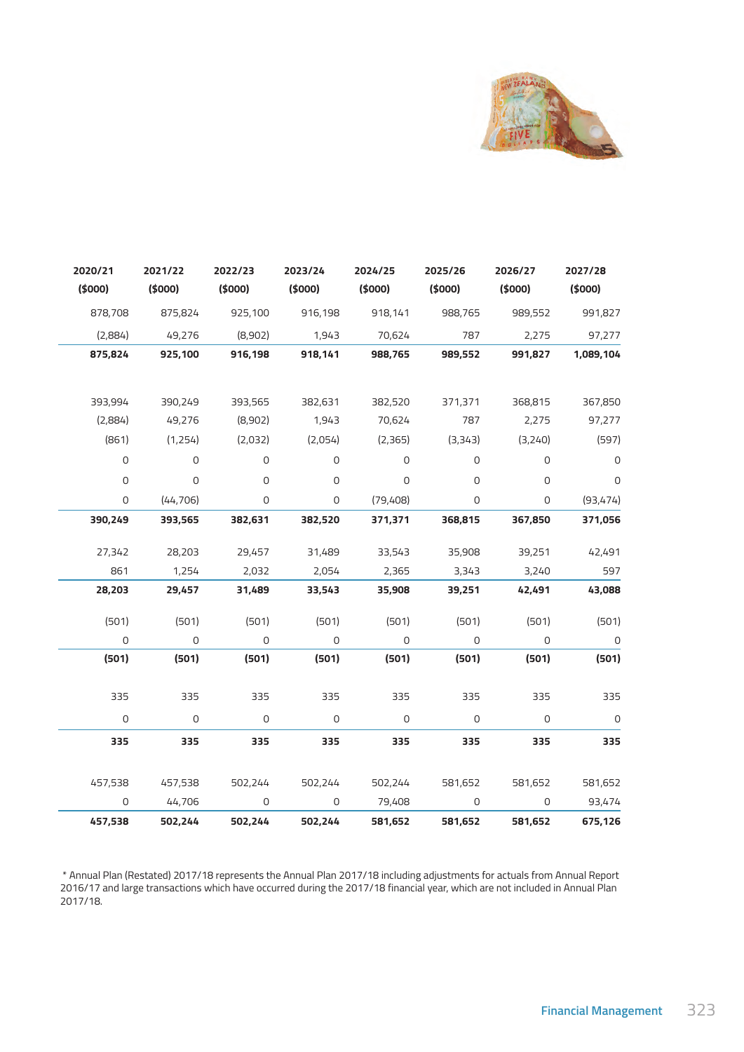| 2020/21 ($000) | 2021/22 ($000) | 2022/23 ($000) | 2023/24 ($000) | 2024/25 ($000) | 2025/26 ($000) | 2026/27 ($000) | 2027/28 ($000) |
|---|---|---|---|---|---|---|---|
| 878,708 | 875,824 | 925,100 | 916,198 | 918,141 | 988,765 | 989,552 | 991,827 |
| (2,884) | 49,276 | (8,902) | 1,943 | 70,624 | 787 | 2,275 | 97,277 |
| **875,824** | **925,100** | **916,198** | **918,141** | **988,765** | **989,552** | **991,827** | **1,089,104** |
| | | | | | | | |
| 393,994 | 390,249 | 393,565 | 382,631 | 382,520 | 371,371 | 368,815 | 367,850 |
| (2,884) | 49,276 | (8,902) | 1,943 | 70,624 | 787 | 2,275 | 97,277 |
| (861) | (1,254) | (2,032) | (2,054) | (2,365) | (3,343) | (3,240) | (597) |
| 0 | 0 | 0 | 0 | 0 | 0 | 0 | 0 |
| 0 | 0 | 0 | 0 | 0 | 0 | 0 | 0 |
| 0 | (44,706) | 0 | 0 | (79,408) | 0 | 0 | (93,474) |
| **390,249** | **393,565** | **382,631** | **382,520** | **371,371** | **368,815** | **367,850** | **371,056** |
| | | | | | | | |
| 27,342 | 28,203 | 29,457 | 31,489 | 33,543 | 35,908 | 39,251 | 42,491 |
| 861 | 1,254 | 2,032 | 2,054 | 2,365 | 3,343 | 3,240 | 597 |
| **28,203** | **29,457** | **31,489** | **33,543** | **35,908** | **39,251** | **42,491** | **43,088** |
| | | | | | | | |
| (501) | (501) | (501) | (501) | (501) | (501) | (501) | (501) |
| 0 | 0 | 0 | 0 | 0 | 0 | 0 | 0 |
| **(501)** | **(501)** | **(501)** | **(501)** | **(501)** | **(501)** | **(501)** | **(501)** |
| | | | | | | | |
| 335 | 335 | 335 | 335 | 335 | 335 | 335 | 335 |
| 0 | 0 | 0 | 0 | 0 | 0 | 0 | 0 |
| **335** | **335** | **335** | **335** | **335** | **335** | **335** | **335** |
| | | | | | | | |
| 457,538 | 457,538 | 502,244 | 502,244 | 502,244 | 581,652 | 581,652 | 581,652 |
| 0 | 44,706 | 0 | 0 | 79,408 | 0 | 0 | 93,474 |
| **457,538** | **502,244** | **502,244** | **502,244** | **581,652** | **581,652** | **581,652** | **675,126** |

* Annual Plan (Restated) 2017/18 represents the Annual Plan 2017/18 including adjustments for actuals from Annual Report 2016/17 and large transactions which have occurred during the 2017/18 financial year, which are not included in Annual Plan 2017/18.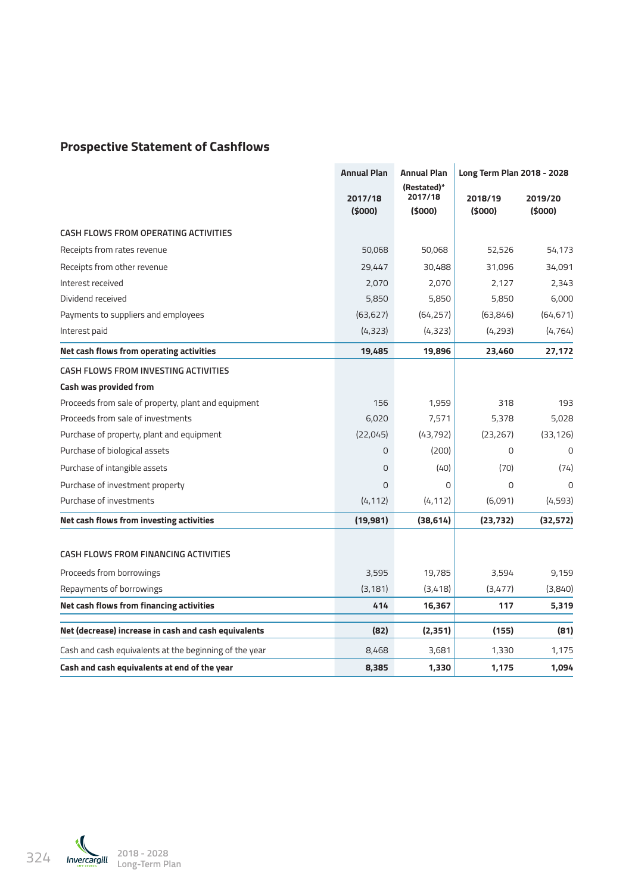## Prospective Statement of Cashflows

| | Annual Plan | Annual Plan | Long Term Plan 2018 - 2028 | |
|---|---|---|---|---|
| | 2017/18 ($000) | (Restated)* 2017/18 ($000) | 2018/19 ($000) | 2019/20 ($000) |
| CASH FLOWS FROM OPERATING ACTIVITIES | | | | |
| Receipts from rates revenue | 50,068 | 50,068 | 52,526 | 54,173 |
| Receipts from other revenue | 29,447 | 30,488 | 31,096 | 34,091 |
| Interest received | 2,070 | 2,070 | 2,127 | 2,343 |
| Dividend received | 5,850 | 5,850 | 5,850 | 6,000 |
| Payments to suppliers and employees | (63,627) | (64,257) | (63,846) | (64,671) |
| Interest paid | (4,323) | (4,323) | (4,293) | (4,764) |
| **Net cash flows from operating activities** | **19,485** | **19,896** | **23,460** | **27,172** |
| CASH FLOWS FROM INVESTING ACTIVITIES | | | | |
| **Cash was provided from** | | | | |
| Proceeds from sale of property, plant and equipment | 156 | 1,959 | 318 | 193 |
| Proceeds from sale of investments | 6,020 | 7,571 | 5,378 | 5,028 |
| Purchase of property, plant and equipment | (22,045) | (43,792) | (23,267) | (33,126) |
| Purchase of biological assets | 0 | (200) | 0 | 0 |
| Purchase of intangible assets | 0 | (40) | (70) | (74) |
| Purchase of investment property | 0 | 0 | 0 | 0 |
| Purchase of investments | (4,112) | (4,112) | (6,091) | (4,593) |
| **Net cash flows from investing activities** | **(19,981)** | **(38,614)** | **(23,732)** | **(32,572)** |
| CASH FLOWS FROM FINANCING ACTIVITIES | | | | |
| Proceeds from borrowings | 3,595 | 19,785 | 3,594 | 9,159 |
| Repayments of borrowings | (3,181) | (3,418) | (3,477) | (3,840) |
| **Net cash flows from financing activities** | **414** | **16,367** | **117** | **5,319** |
| **Net (decrease) increase in cash and cash equivalents** | **(82)** | **(2,351)** | **(155)** | **(81)** |
| Cash and cash equivalents at the beginning of the year | 8,468 | 3,681 | 1,330 | 1,175 |
| **Cash and cash equivalents at end of the year** | **8,385** | **1,330** | **1,175** | **1,094** |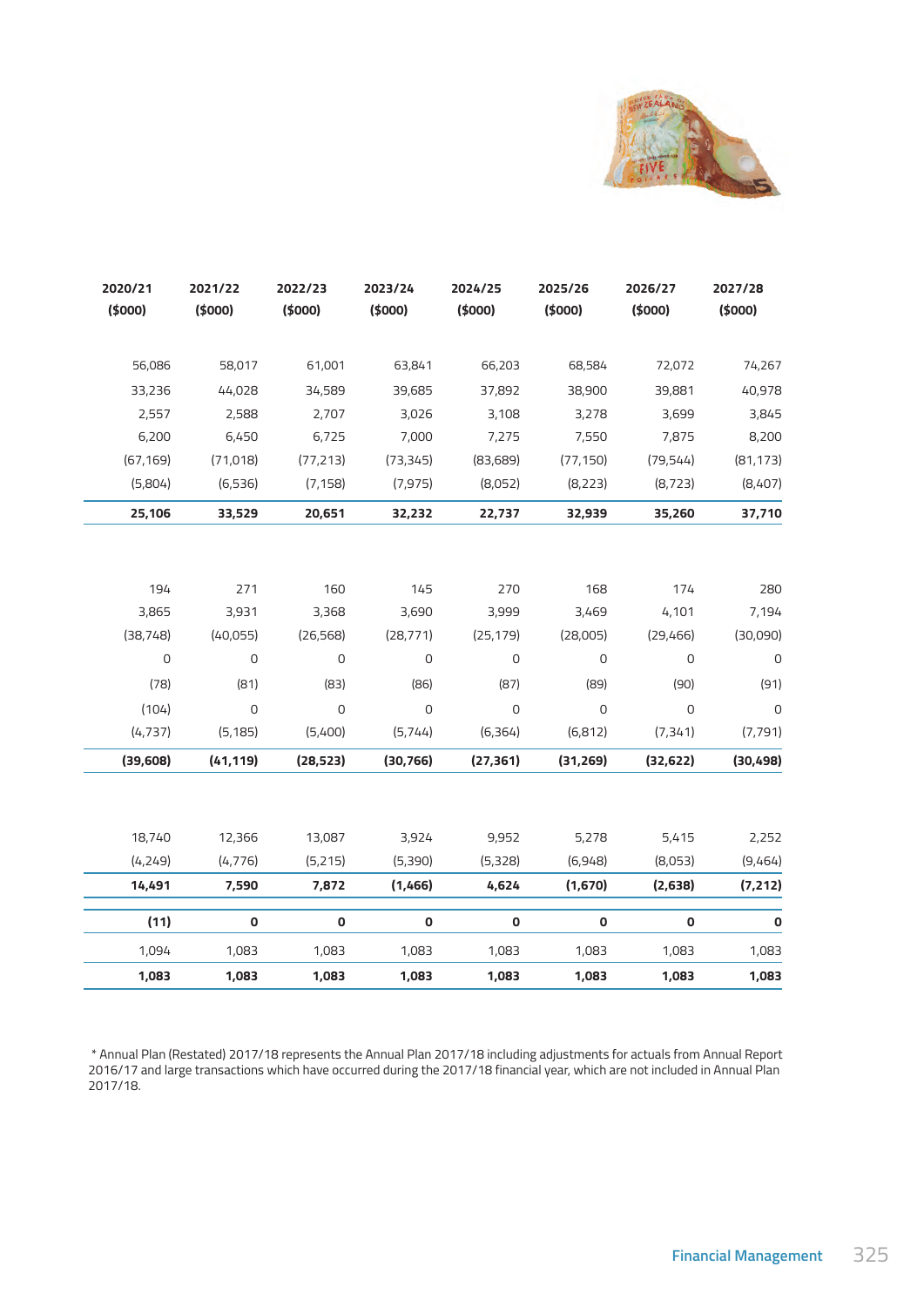| 2020/21 ($000) | 2021/22 ($000) | 2022/23 ($000) | 2023/24 ($000) | 2024/25 ($000) | 2025/26 ($000) | 2026/27 ($000) | 2027/28 ($000) |
|---|---|---|---|---|---|---|---|
| 56,086 | 58,017 | 61,001 | 63,841 | 66,203 | 68,584 | 72,072 | 74,267 |
| 33,236 | 44,028 | 34,589 | 39,685 | 37,892 | 38,900 | 39,881 | 40,978 |
| 2,557 | 2,588 | 2,707 | 3,026 | 3,108 | 3,278 | 3,699 | 3,845 |
| 6,200 | 6,450 | 6,725 | 7,000 | 7,275 | 7,550 | 7,875 | 8,200 |
| (67,169) | (71,018) | (77,213) | (73,345) | (83,689) | (77,150) | (79,544) | (81,173) |
| (5,804) | (6,536) | (7,158) | (7,975) | (8,052) | (8,223) | (8,723) | (8,407) |
| **25,106** | **33,529** | **20,651** | **32,232** | **22,737** | **32,939** | **35,260** | **37,710** |
| | | | | | | | |
| 194 | 271 | 160 | 145 | 270 | 168 | 174 | 280 |
| 3,865 | 3,931 | 3,368 | 3,690 | 3,999 | 3,469 | 4,101 | 7,194 |
| (38,748) | (40,055) | (26,568) | (28,771) | (25,179) | (28,005) | (29,466) | (30,090) |
| 0 | 0 | 0 | 0 | 0 | 0 | 0 | 0 |
| (78) | (81) | (83) | (86) | (87) | (89) | (90) | (91) |
| (104) | 0 | 0 | 0 | 0 | 0 | 0 | 0 |
| (4,737) | (5,185) | (5,400) | (5,744) | (6,364) | (6,812) | (7,341) | (7,791) |
| **(39,608)** | **(41,119)** | **(28,523)** | **(30,766)** | **(27,361)** | **(31,269)** | **(32,622)** | **(30,498)** |
| | | | | | | | |
| 18,740 | 12,366 | 13,087 | 3,924 | 9,952 | 5,278 | 5,415 | 2,252 |
| (4,249) | (4,776) | (5,215) | (5,390) | (5,328) | (6,948) | (8,053) | (9,464) |
| **14,491** | **7,590** | **7,872** | **(1,466)** | **4,624** | **(1,670)** | **(2,638)** | **(7,212)** |
| **(11)** | **0** | **0** | **0** | **0** | **0** | **0** | **0** |
| 1,094 | 1,083 | 1,083 | 1,083 | 1,083 | 1,083 | 1,083 | 1,083 |
| **1,083** | **1,083** | **1,083** | **1,083** | **1,083** | **1,083** | **1,083** | **1,083** |

* Annual Plan (Restated) 2017/18 represents the Annual Plan 2017/18 including adjustments for actuals from Annual Report 2016/17 and large transactions which have occurred during the 2017/18 financial year, which are not included in Annual Plan 2017/18.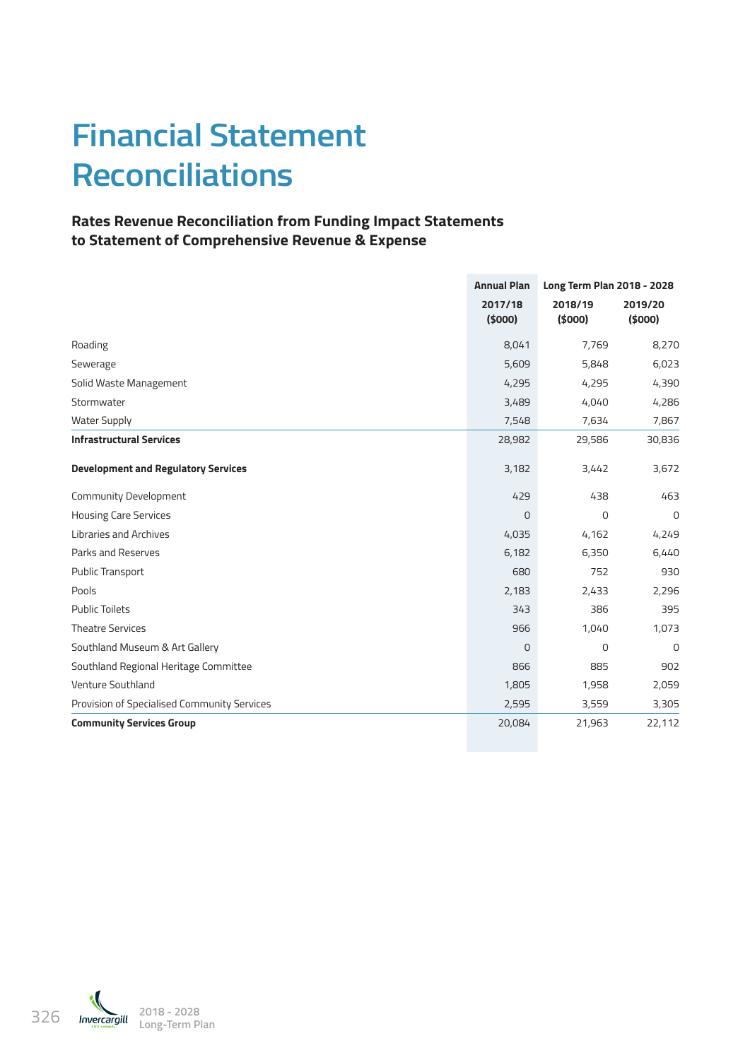# Financial Statement Reconciliations

### Rates Revenue Reconciliation from Funding Impact Statements to Statement of Comprehensive Revenue & Expense

| | Annual Plan | Long Term Plan 2018 - 2028 | |
|---|---|---|---|
| | 2017/18 ($000) | 2018/19 ($000) | 2019/20 ($000) |
| Roading | 8,041 | 7,769 | 8,270 |
| Sewerage | 5,609 | 5,848 | 6,023 |
| Solid Waste Management | 4,295 | 4,295 | 4,390 |
| Stormwater | 3,489 | 4,040 | 4,286 |
| Water Supply | 7,548 | 7,634 | 7,867 |
| **Infrastructural Services** | 28,982 | 29,586 | 30,836 |
| **Development and Regulatory Services** | 3,182 | 3,442 | 3,672 |
| Community Development | 429 | 438 | 463 |
| Housing Care Services | 0 | 0 | 0 |
| Libraries and Archives | 4,035 | 4,162 | 4,249 |
| Parks and Reserves | 6,182 | 6,350 | 6,440 |
| Public Transport | 680 | 752 | 930 |
| Pools | 2,183 | 2,433 | 2,296 |
| Public Toilets | 343 | 386 | 395 |
| Theatre Services | 966 | 1,040 | 1,073 |
| Southland Museum & Art Gallery | 0 | 0 | 0 |
| Southland Regional Heritage Committee | 866 | 885 | 902 |
| Venture Southland | 1,805 | 1,958 | 2,059 |
| Provision of Specialised Community Services | 2,595 | 3,559 | 3,305 |
| **Community Services Group** | 20,084 | 21,963 | 22,112 |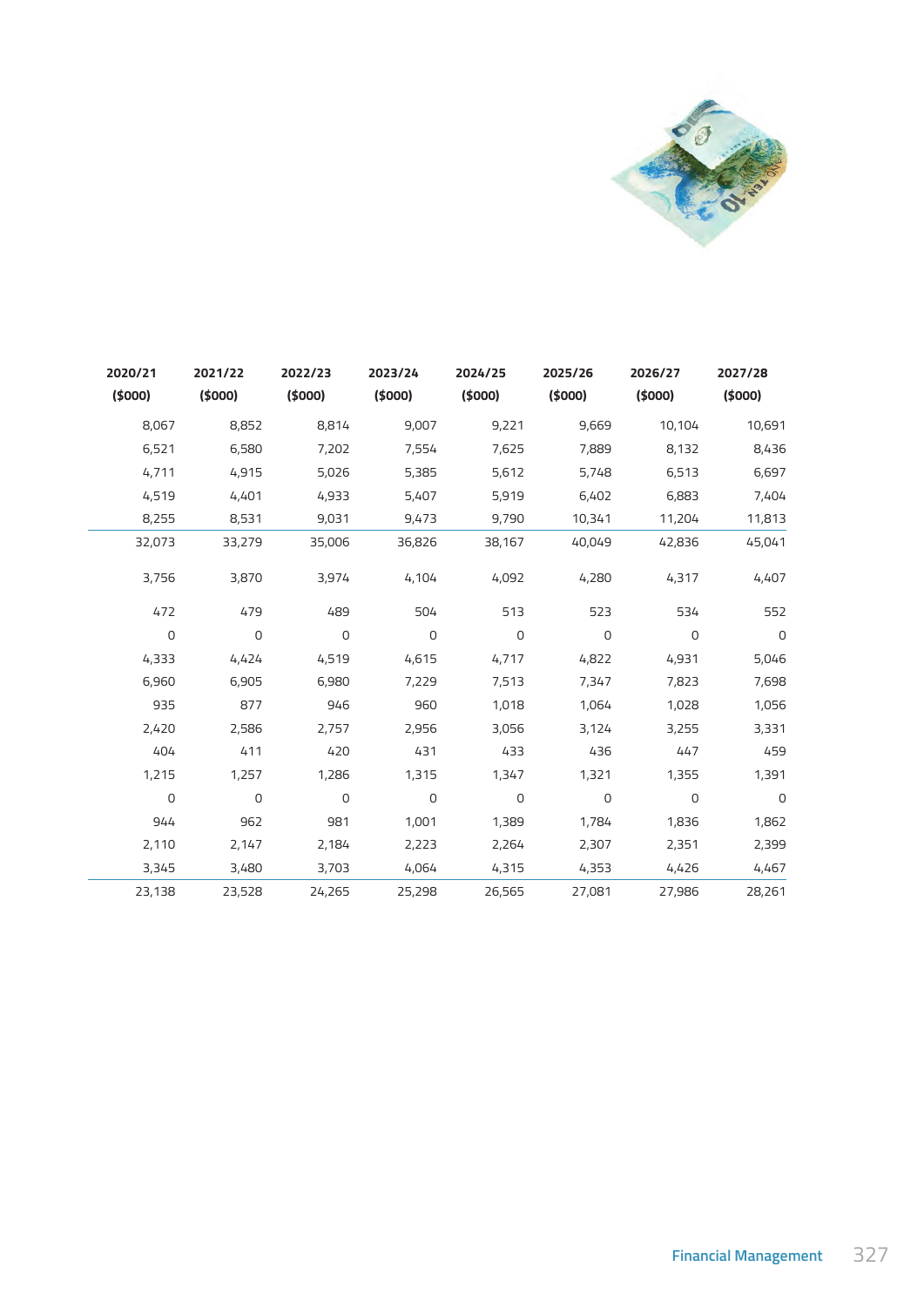| 2020/21 ($000) | 2021/22 ($000) | 2022/23 ($000) | 2023/24 ($000) | 2024/25 ($000) | 2025/26 ($000) | 2026/27 ($000) | 2027/28 ($000) |
|---|---|---|---|---|---|---|---|
| 8,067 | 8,852 | 8,814 | 9,007 | 9,221 | 9,669 | 10,104 | 10,691 |
| 6,521 | 6,580 | 7,202 | 7,554 | 7,625 | 7,889 | 8,132 | 8,436 |
| 4,711 | 4,915 | 5,026 | 5,385 | 5,612 | 5,748 | 6,513 | 6,697 |
| 4,519 | 4,401 | 4,933 | 5,407 | 5,919 | 6,402 | 6,883 | 7,404 |
| 8,255 | 8,531 | 9,031 | 9,473 | 9,790 | 10,341 | 11,204 | 11,813 |
| 32,073 | 33,279 | 35,006 | 36,826 | 38,167 | 40,049 | 42,836 | 45,041 |
| 3,756 | 3,870 | 3,974 | 4,104 | 4,092 | 4,280 | 4,317 | 4,407 |
| 472 | 479 | 489 | 504 | 513 | 523 | 534 | 552 |
| 0 | 0 | 0 | 0 | 0 | 0 | 0 | 0 |
| 4,333 | 4,424 | 4,519 | 4,615 | 4,717 | 4,822 | 4,931 | 5,046 |
| 6,960 | 6,905 | 6,980 | 7,229 | 7,513 | 7,347 | 7,823 | 7,698 |
| 935 | 877 | 946 | 960 | 1,018 | 1,064 | 1,028 | 1,056 |
| 2,420 | 2,586 | 2,757 | 2,956 | 3,056 | 3,124 | 3,255 | 3,331 |
| 404 | 411 | 420 | 431 | 433 | 436 | 447 | 459 |
| 1,215 | 1,257 | 1,286 | 1,315 | 1,347 | 1,321 | 1,355 | 1,391 |
| 0 | 0 | 0 | 0 | 0 | 0 | 0 | 0 |
| 944 | 962 | 981 | 1,001 | 1,389 | 1,784 | 1,836 | 1,862 |
| 2,110 | 2,147 | 2,184 | 2,223 | 2,264 | 2,307 | 2,351 | 2,399 |
| 3,345 | 3,480 | 3,703 | 4,064 | 4,315 | 4,353 | 4,426 | 4,467 |
| 23,138 | 23,528 | 24,265 | 25,298 | 26,565 | 27,081 | 27,986 | 28,261 |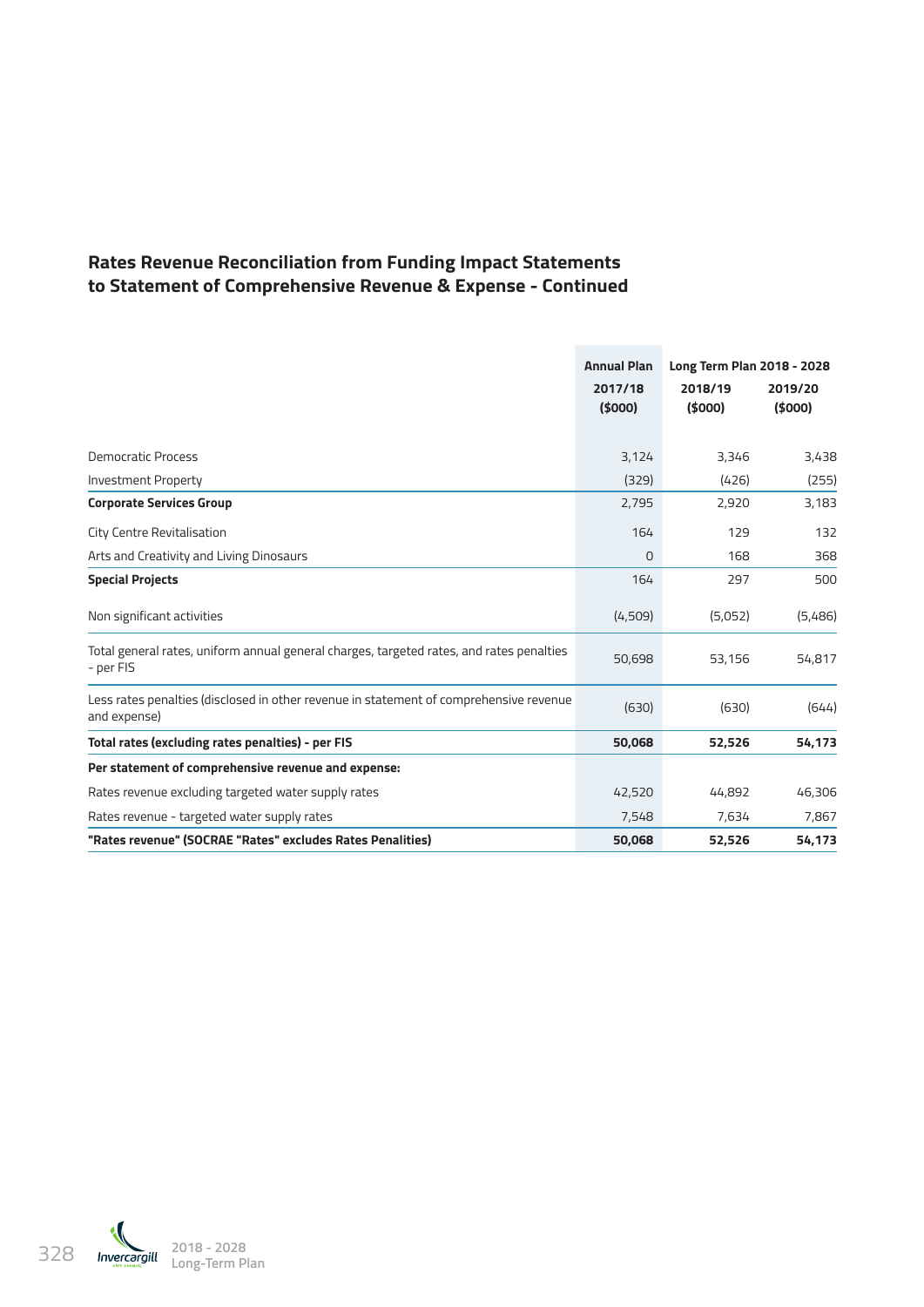## Rates Revenue Reconciliation from Funding Impact Statements to Statement of Comprehensive Revenue & Expense - Continued

| | Annual Plan | Long Term Plan 2018 - 2028 | |
|---|---|---|---|
| | 2017/18 ($000) | 2018/19 ($000) | 2019/20 ($000) |
| Democratic Process | 3,124 | 3,346 | 3,438 |
| Investment Property | (329) | (426) | (255) |
| **Corporate Services Group** | 2,795 | 2,920 | 3,183 |
| City Centre Revitalisation | 164 | 129 | 132 |
| Arts and Creativity and Living Dinosaurs | 0 | 168 | 368 |
| **Special Projects** | 164 | 297 | 500 |
| Non significant activities | (4,509) | (5,052) | (5,486) |
| Total general rates, uniform annual general charges, targeted rates, and rates penalties - per FIS | 50,698 | 53,156 | 54,817 |
| Less rates penalties (disclosed in other revenue in statement of comprehensive revenue and expense) | (630) | (630) | (644) |
| **Total rates (excluding rates penalties) - per FIS** | **50,068** | **52,526** | **54,173** |
| **Per statement of comprehensive revenue and expense:** | | | |
| Rates revenue excluding targeted water supply rates | 42,520 | 44,892 | 46,306 |
| Rates revenue - targeted water supply rates | 7,548 | 7,634 | 7,867 |
| **"Rates revenue" (SOCRAE "Rates" excludes Rates Penalities)** | **50,068** | **52,526** | **54,173** |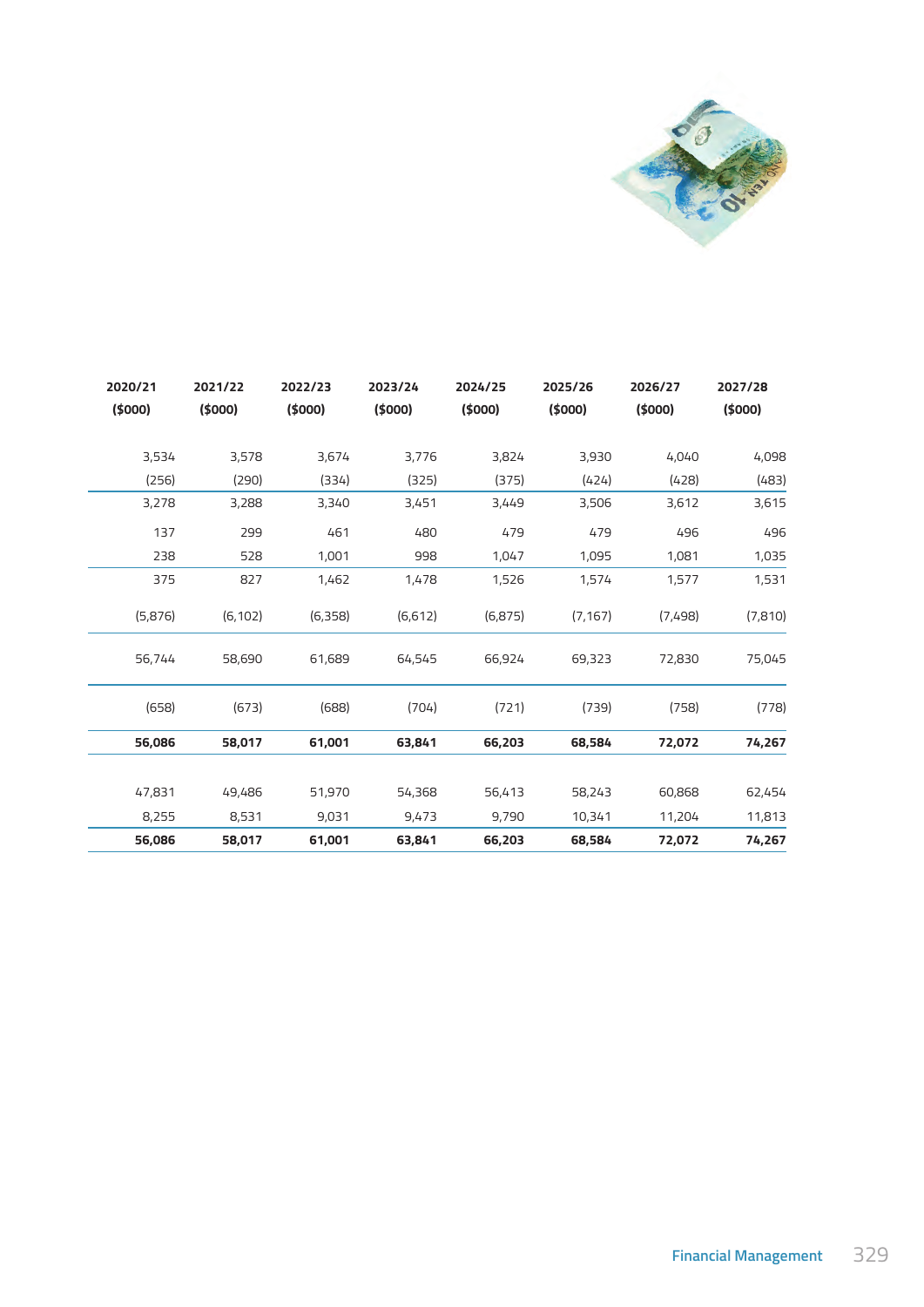| 2020/21 ($000) | 2021/22 ($000) | 2022/23 ($000) | 2023/24 ($000) | 2024/25 ($000) | 2025/26 ($000) | 2026/27 ($000) | 2027/28 ($000) |
|---|---|---|---|---|---|---|---|
| 3,534 | 3,578 | 3,674 | 3,776 | 3,824 | 3,930 | 4,040 | 4,098 |
| (256) | (290) | (334) | (325) | (375) | (424) | (428) | (483) |
| 3,278 | 3,288 | 3,340 | 3,451 | 3,449 | 3,506 | 3,612 | 3,615 |
| 137 | 299 | 461 | 480 | 479 | 479 | 496 | 496 |
| 238 | 528 | 1,001 | 998 | 1,047 | 1,095 | 1,081 | 1,035 |
| 375 | 827 | 1,462 | 1,478 | 1,526 | 1,574 | 1,577 | 1,531 |
| (5,876) | (6,102) | (6,358) | (6,612) | (6,875) | (7,167) | (7,498) | (7,810) |
| 56,744 | 58,690 | 61,689 | 64,545 | 66,924 | 69,323 | 72,830 | 75,045 |
| (658) | (673) | (688) | (704) | (721) | (739) | (758) | (778) |
| **56,086** | **58,017** | **61,001** | **63,841** | **66,203** | **68,584** | **72,072** | **74,267** |
| 47,831 | 49,486 | 51,970 | 54,368 | 56,413 | 58,243 | 60,868 | 62,454 |
| 8,255 | 8,531 | 9,031 | 9,473 | 9,790 | 10,341 | 11,204 | 11,813 |
| **56,086** | **58,017** | **61,001** | **63,841** | **66,203** | **68,584** | **72,072** | **74,267** |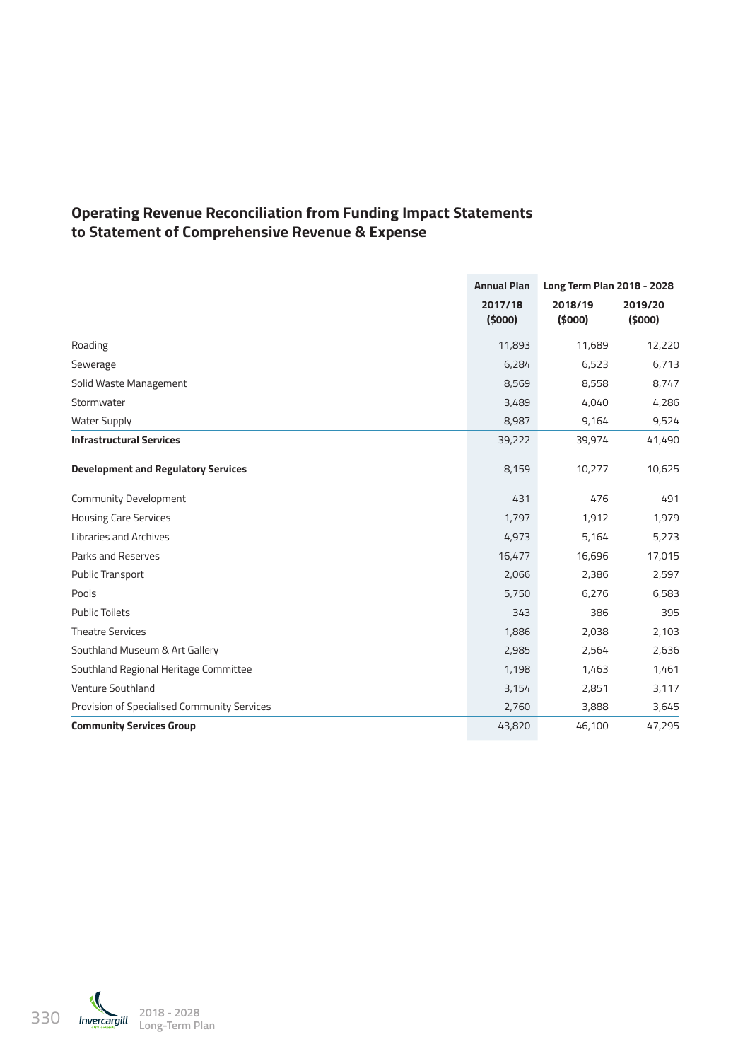## Operating Revenue Reconciliation from Funding Impact Statements to Statement of Comprehensive Revenue & Expense

| | Annual Plan | Long Term Plan 2018 - 2028 | |
|---|---|---|---|
| | 2017/18 ($000) | 2018/19 ($000) | 2019/20 ($000) |
| Roading | 11,893 | 11,689 | 12,220 |
| Sewerage | 6,284 | 6,523 | 6,713 |
| Solid Waste Management | 8,569 | 8,558 | 8,747 |
| Stormwater | 3,489 | 4,040 | 4,286 |
| Water Supply | 8,987 | 9,164 | 9,524 |
| **Infrastructural Services** | 39,222 | 39,974 | 41,490 |
| **Development and Regulatory Services** | 8,159 | 10,277 | 10,625 |
| Community Development | 431 | 476 | 491 |
| Housing Care Services | 1,797 | 1,912 | 1,979 |
| Libraries and Archives | 4,973 | 5,164 | 5,273 |
| Parks and Reserves | 16,477 | 16,696 | 17,015 |
| Public Transport | 2,066 | 2,386 | 2,597 |
| Pools | 5,750 | 6,276 | 6,583 |
| Public Toilets | 343 | 386 | 395 |
| Theatre Services | 1,886 | 2,038 | 2,103 |
| Southland Museum & Art Gallery | 2,985 | 2,564 | 2,636 |
| Southland Regional Heritage Committee | 1,198 | 1,463 | 1,461 |
| Venture Southland | 3,154 | 2,851 | 3,117 |
| Provision of Specialised Community Services | 2,760 | 3,888 | 3,645 |
| **Community Services Group** | 43,820 | 46,100 | 47,295 |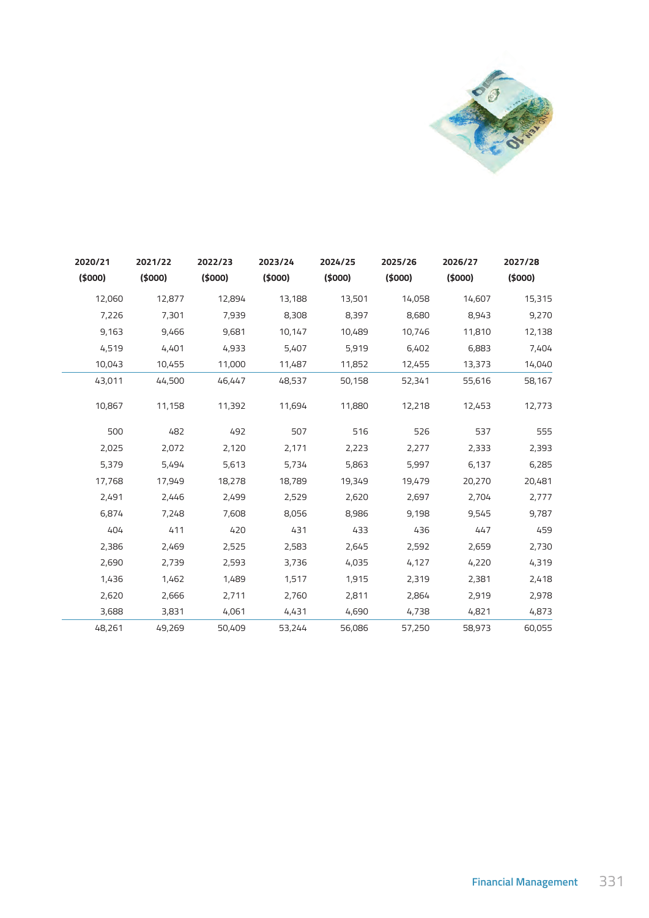| 2020/21 ($000) | 2021/22 ($000) | 2022/23 ($000) | 2023/24 ($000) | 2024/25 ($000) | 2025/26 ($000) | 2026/27 ($000) | 2027/28 ($000) |
|---|---|---|---|---|---|---|---|
| 12,060 | 12,877 | 12,894 | 13,188 | 13,501 | 14,058 | 14,607 | 15,315 |
| 7,226 | 7,301 | 7,939 | 8,308 | 8,397 | 8,680 | 8,943 | 9,270 |
| 9,163 | 9,466 | 9,681 | 10,147 | 10,489 | 10,746 | 11,810 | 12,138 |
| 4,519 | 4,401 | 4,933 | 5,407 | 5,919 | 6,402 | 6,883 | 7,404 |
| 10,043 | 10,455 | 11,000 | 11,487 | 11,852 | 12,455 | 13,373 | 14,040 |
| 43,011 | 44,500 | 46,447 | 48,537 | 50,158 | 52,341 | 55,616 | 58,167 |
| 10,867 | 11,158 | 11,392 | 11,694 | 11,880 | 12,218 | 12,453 | 12,773 |
| 500 | 482 | 492 | 507 | 516 | 526 | 537 | 555 |
| 2,025 | 2,072 | 2,120 | 2,171 | 2,223 | 2,277 | 2,333 | 2,393 |
| 5,379 | 5,494 | 5,613 | 5,734 | 5,863 | 5,997 | 6,137 | 6,285 |
| 17,768 | 17,949 | 18,278 | 18,789 | 19,349 | 19,479 | 20,270 | 20,481 |
| 2,491 | 2,446 | 2,499 | 2,529 | 2,620 | 2,697 | 2,704 | 2,777 |
| 6,874 | 7,248 | 7,608 | 8,056 | 8,986 | 9,198 | 9,545 | 9,787 |
| 404 | 411 | 420 | 431 | 433 | 436 | 447 | 459 |
| 2,386 | 2,469 | 2,525 | 2,583 | 2,645 | 2,592 | 2,659 | 2,730 |
| 2,690 | 2,739 | 2,593 | 3,736 | 4,035 | 4,127 | 4,220 | 4,319 |
| 1,436 | 1,462 | 1,489 | 1,517 | 1,915 | 2,319 | 2,381 | 2,418 |
| 2,620 | 2,666 | 2,711 | 2,760 | 2,811 | 2,864 | 2,919 | 2,978 |
| 3,688 | 3,831 | 4,061 | 4,431 | 4,690 | 4,738 | 4,821 | 4,873 |
| 48,261 | 49,269 | 50,409 | 53,244 | 56,086 | 57,250 | 58,973 | 60,055 |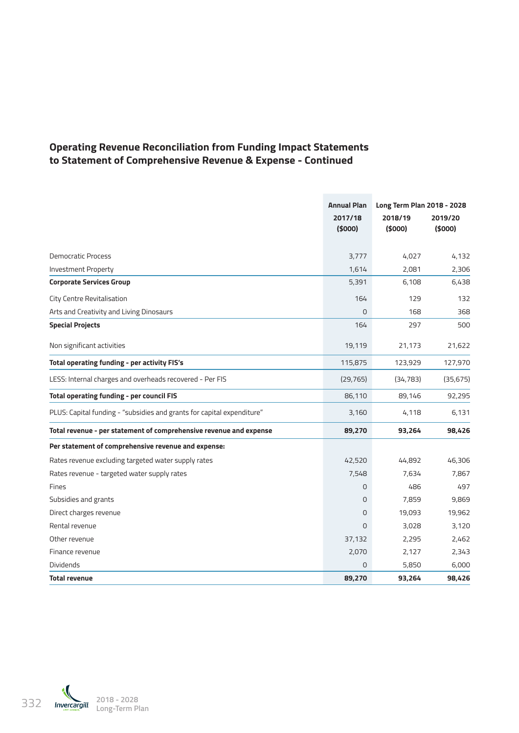## Operating Revenue Reconciliation from Funding Impact Statements to Statement of Comprehensive Revenue & Expense - Continued

| | Annual Plan | Long Term Plan 2018 - 2028 | |
|---|---|---|---|
| | 2017/18 ($000) | 2018/19 ($000) | 2019/20 ($000) |
| Democratic Process | 3,777 | 4,027 | 4,132 |
| Investment Property | 1,614 | 2,081 | 2,306 |
| **Corporate Services Group** | 5,391 | 6,108 | 6,438 |
| City Centre Revitalisation | 164 | 129 | 132 |
| Arts and Creativity and Living Dinosaurs | 0 | 168 | 368 |
| **Special Projects** | 164 | 297 | 500 |
| Non significant activities | 19,119 | 21,173 | 21,622 |
| **Total operating funding - per activity FIS's** | 115,875 | 123,929 | 127,970 |
| LESS: Internal charges and overheads recovered - Per FIS | (29,765) | (34,783) | (35,675) |
| **Total operating funding - per council FIS** | 86,110 | 89,146 | 92,295 |
| PLUS: Capital funding - "subsidies and grants for capital expenditure" | 3,160 | 4,118 | 6,131 |
| **Total revenue - per statement of comprehensive revenue and expense** | **89,270** | **93,264** | **98,426** |
| **Per statement of comprehensive revenue and expense:** | | | |
| Rates revenue excluding targeted water supply rates | 42,520 | 44,892 | 46,306 |
| Rates revenue - targeted water supply rates | 7,548 | 7,634 | 7,867 |
| Fines | 0 | 486 | 497 |
| Subsidies and grants | 0 | 7,859 | 9,869 |
| Direct charges revenue | 0 | 19,093 | 19,962 |
| Rental revenue | 0 | 3,028 | 3,120 |
| Other revenue | 37,132 | 2,295 | 2,462 |
| Finance revenue | 2,070 | 2,127 | 2,343 |
| Dividends | 0 | 5,850 | 6,000 |
| **Total revenue** | **89,270** | **93,264** | **98,426** |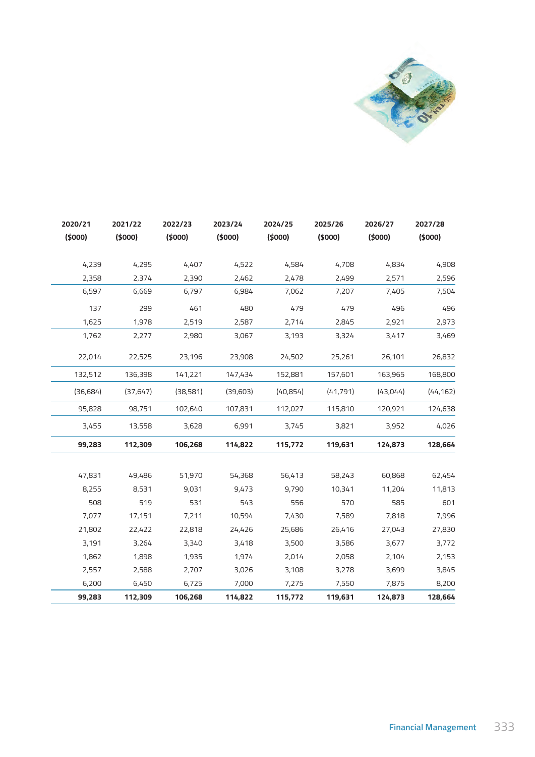| 2020/21 ($000) | 2021/22 ($000) | 2022/23 ($000) | 2023/24 ($000) | 2024/25 ($000) | 2025/26 ($000) | 2026/27 ($000) | 2027/28 ($000) |
|---|---|---|---|---|---|---|---|
| 4,239 | 4,295 | 4,407 | 4,522 | 4,584 | 4,708 | 4,834 | 4,908 |
| 2,358 | 2,374 | 2,390 | 2,462 | 2,478 | 2,499 | 2,571 | 2,596 |
| 6,597 | 6,669 | 6,797 | 6,984 | 7,062 | 7,207 | 7,405 | 7,504 |
| 137 | 299 | 461 | 480 | 479 | 479 | 496 | 496 |
| 1,625 | 1,978 | 2,519 | 2,587 | 2,714 | 2,845 | 2,921 | 2,973 |
| 1,762 | 2,277 | 2,980 | 3,067 | 3,193 | 3,324 | 3,417 | 3,469 |
| 22,014 | 22,525 | 23,196 | 23,908 | 24,502 | 25,261 | 26,101 | 26,832 |
| 132,512 | 136,398 | 141,221 | 147,434 | 152,881 | 157,601 | 163,965 | 168,800 |
| (36,684) | (37,647) | (38,581) | (39,603) | (40,854) | (41,791) | (43,044) | (44,162) |
| 95,828 | 98,751 | 102,640 | 107,831 | 112,027 | 115,810 | 120,921 | 124,638 |
| 3,455 | 13,558 | 3,628 | 6,991 | 3,745 | 3,821 | 3,952 | 4,026 |
| **99,283** | **112,309** | **106,268** | **114,822** | **115,772** | **119,631** | **124,873** | **128,664** |
| | | | | | | | |
| 47,831 | 49,486 | 51,970 | 54,368 | 56,413 | 58,243 | 60,868 | 62,454 |
| 8,255 | 8,531 | 9,031 | 9,473 | 9,790 | 10,341 | 11,204 | 11,813 |
| 508 | 519 | 531 | 543 | 556 | 570 | 585 | 601 |
| 7,077 | 17,151 | 7,211 | 10,594 | 7,430 | 7,589 | 7,818 | 7,996 |
| 21,802 | 22,422 | 22,818 | 24,426 | 25,686 | 26,416 | 27,043 | 27,830 |
| 3,191 | 3,264 | 3,340 | 3,418 | 3,500 | 3,586 | 3,677 | 3,772 |
| 1,862 | 1,898 | 1,935 | 1,974 | 2,014 | 2,058 | 2,104 | 2,153 |
| 2,557 | 2,588 | 2,707 | 3,026 | 3,108 | 3,278 | 3,699 | 3,845 |
| 6,200 | 6,450 | 6,725 | 7,000 | 7,275 | 7,550 | 7,875 | 8,200 |
| **99,283** | **112,309** | **106,268** | **114,822** | **115,772** | **119,631** | **124,873** | **128,664** |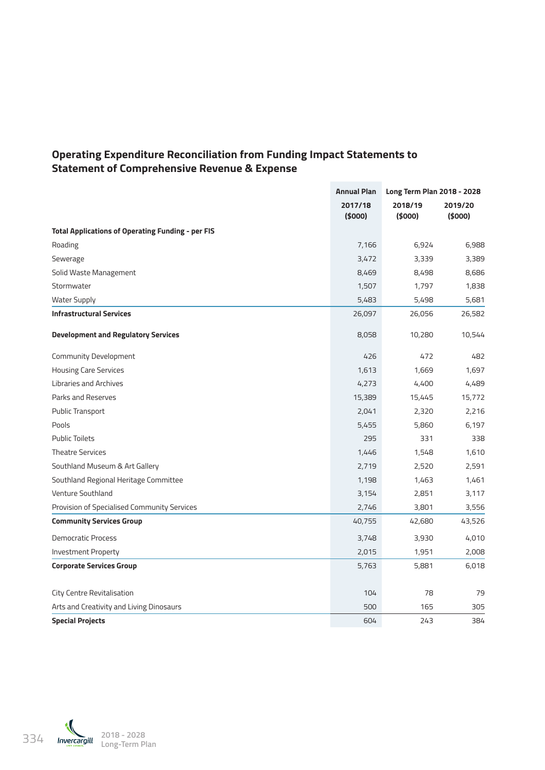## Operating Expenditure Reconciliation from Funding Impact Statements to Statement of Comprehensive Revenue & Expense

| | Annual Plan | Long Term Plan 2018 - 2028 | |
|---|---|---|---|
| | 2017/18 ($000) | 2018/19 ($000) | 2019/20 ($000) |
| **Total Applications of Operating Funding - per FIS** | | | |
| Roading | 7,166 | 6,924 | 6,988 |
| Sewerage | 3,472 | 3,339 | 3,389 |
| Solid Waste Management | 8,469 | 8,498 | 8,686 |
| Stormwater | 1,507 | 1,797 | 1,838 |
| Water Supply | 5,483 | 5,498 | 5,681 |
| **Infrastructural Services** | 26,097 | 26,056 | 26,582 |
| **Development and Regulatory Services** | 8,058 | 10,280 | 10,544 |
| Community Development | 426 | 472 | 482 |
| Housing Care Services | 1,613 | 1,669 | 1,697 |
| Libraries and Archives | 4,273 | 4,400 | 4,489 |
| Parks and Reserves | 15,389 | 15,445 | 15,772 |
| Public Transport | 2,041 | 2,320 | 2,216 |
| Pools | 5,455 | 5,860 | 6,197 |
| Public Toilets | 295 | 331 | 338 |
| Theatre Services | 1,446 | 1,548 | 1,610 |
| Southland Museum & Art Gallery | 2,719 | 2,520 | 2,591 |
| Southland Regional Heritage Committee | 1,198 | 1,463 | 1,461 |
| Venture Southland | 3,154 | 2,851 | 3,117 |
| Provision of Specialised Community Services | 2,746 | 3,801 | 3,556 |
| **Community Services Group** | 40,755 | 42,680 | 43,526 |
| Democratic Process | 3,748 | 3,930 | 4,010 |
| Investment Property | 2,015 | 1,951 | 2,008 |
| **Corporate Services Group** | 5,763 | 5,881 | 6,018 |
| City Centre Revitalisation | 104 | 78 | 79 |
| Arts and Creativity and Living Dinosaurs | 500 | 165 | 305 |
| **Special Projects** | 604 | 243 | 384 |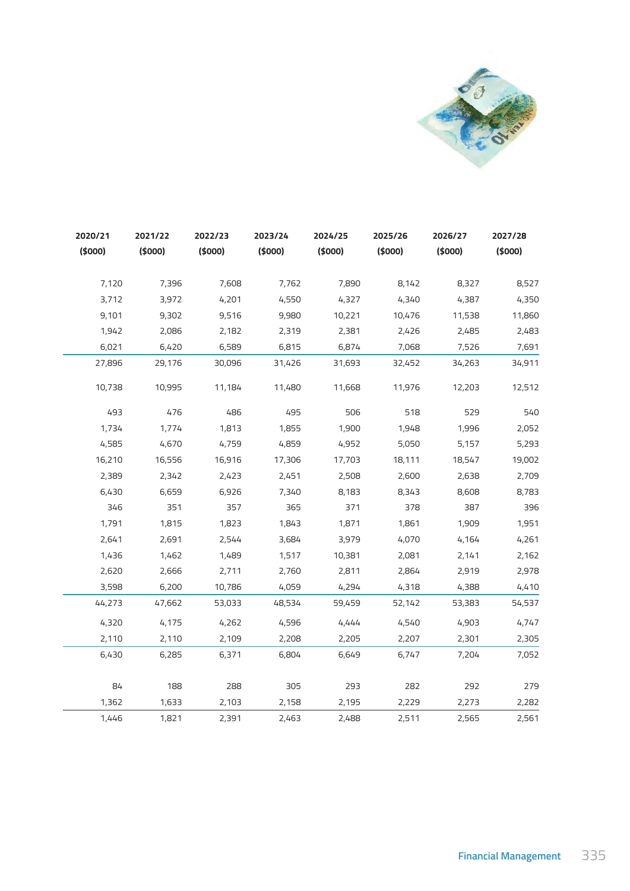| 2020/21 ($000) | 2021/22 ($000) | 2022/23 ($000) | 2023/24 ($000) | 2024/25 ($000) | 2025/26 ($000) | 2026/27 ($000) | 2027/28 ($000) |
|---|---|---|---|---|---|---|---|
| 7,120 | 7,396 | 7,608 | 7,762 | 7,890 | 8,142 | 8,327 | 8,527 |
| 3,712 | 3,972 | 4,201 | 4,550 | 4,327 | 4,340 | 4,387 | 4,350 |
| 9,101 | 9,302 | 9,516 | 9,980 | 10,221 | 10,476 | 11,538 | 11,860 |
| 1,942 | 2,086 | 2,182 | 2,319 | 2,381 | 2,426 | 2,485 | 2,483 |
| 6,021 | 6,420 | 6,589 | 6,815 | 6,874 | 7,068 | 7,526 | 7,691 |
| 27,896 | 29,176 | 30,096 | 31,426 | 31,693 | 32,452 | 34,263 | 34,911 |
| 10,738 | 10,995 | 11,184 | 11,480 | 11,668 | 11,976 | 12,203 | 12,512 |
| 493 | 476 | 486 | 495 | 506 | 518 | 529 | 540 |
| 1,734 | 1,774 | 1,813 | 1,855 | 1,900 | 1,948 | 1,996 | 2,052 |
| 4,585 | 4,670 | 4,759 | 4,859 | 4,952 | 5,050 | 5,157 | 5,293 |
| 16,210 | 16,556 | 16,916 | 17,306 | 17,703 | 18,111 | 18,547 | 19,002 |
| 2,389 | 2,342 | 2,423 | 2,451 | 2,508 | 2,600 | 2,638 | 2,709 |
| 6,430 | 6,659 | 6,926 | 7,340 | 8,183 | 8,343 | 8,608 | 8,783 |
| 346 | 351 | 357 | 365 | 371 | 378 | 387 | 396 |
| 1,791 | 1,815 | 1,823 | 1,843 | 1,871 | 1,861 | 1,909 | 1,951 |
| 2,641 | 2,691 | 2,544 | 3,684 | 3,979 | 4,070 | 4,164 | 4,261 |
| 1,436 | 1,462 | 1,489 | 1,517 | 10,381 | 2,081 | 2,141 | 2,162 |
| 2,620 | 2,666 | 2,711 | 2,760 | 2,811 | 2,864 | 2,919 | 2,978 |
| 3,598 | 6,200 | 10,786 | 4,059 | 4,294 | 4,318 | 4,388 | 4,410 |
| 44,273 | 47,662 | 53,033 | 48,534 | 59,459 | 52,142 | 53,383 | 54,537 |
| 4,320 | 4,175 | 4,262 | 4,596 | 4,444 | 4,540 | 4,903 | 4,747 |
| 2,110 | 2,110 | 2,109 | 2,208 | 2,205 | 2,207 | 2,301 | 2,305 |
| 6,430 | 6,285 | 6,371 | 6,804 | 6,649 | 6,747 | 7,204 | 7,052 |
| 84 | 188 | 288 | 305 | 293 | 282 | 292 | 279 |
| 1,362 | 1,633 | 2,103 | 2,158 | 2,195 | 2,229 | 2,273 | 2,282 |
| 1,446 | 1,821 | 2,391 | 2,463 | 2,488 | 2,511 | 2,565 | 2,561 |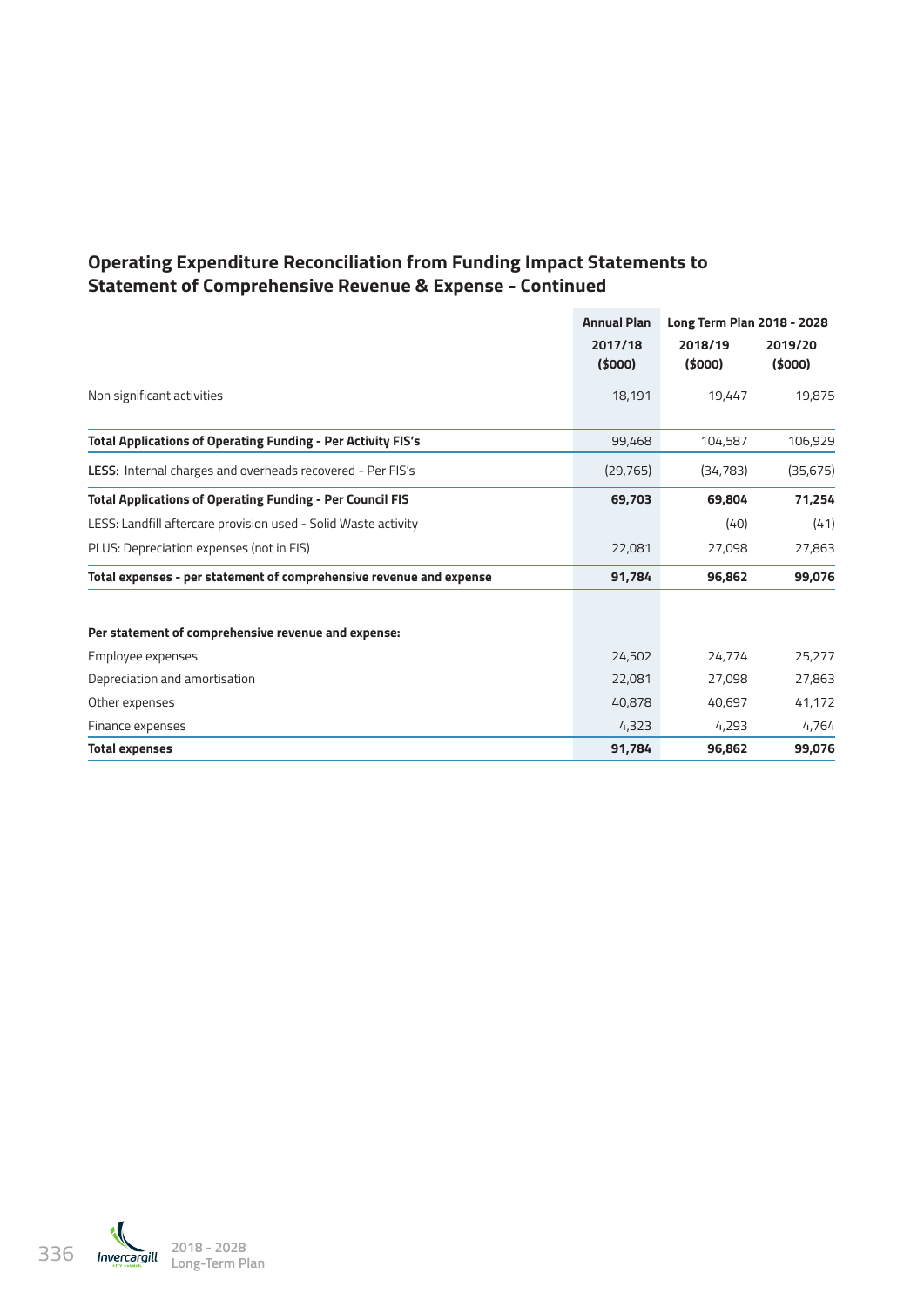## Operating Expenditure Reconciliation from Funding Impact Statements to Statement of Comprehensive Revenue & Expense - Continued

| | Annual Plan | Long Term Plan 2018 - 2028 | |
|---|---|---|---|
| | 2017/18 ($000) | 2018/19 ($000) | 2019/20 ($000) |
| Non significant activities | 18,191 | 19,447 | 19,875 |
| **Total Applications of Operating Funding - Per Activity FIS's** | 99,468 | 104,587 | 106,929 |
| **LESS**: Internal charges and overheads recovered - Per FIS's | (29,765) | (34,783) | (35,675) |
| **Total Applications of Operating Funding - Per Council FIS** | **69,703** | **69,804** | **71,254** |
| LESS: Landfill aftercare provision used - Solid Waste activity | | (40) | (41) |
| PLUS: Depreciation expenses (not in FIS) | 22,081 | 27,098 | 27,863 |
| **Total expenses - per statement of comprehensive revenue and expense** | **91,784** | **96,862** | **99,076** |
| | | | |
| **Per statement of comprehensive revenue and expense:** | | | |
| Employee expenses | 24,502 | 24,774 | 25,277 |
| Depreciation and amortisation | 22,081 | 27,098 | 27,863 |
| Other expenses | 40,878 | 40,697 | 41,172 |
| Finance expenses | 4,323 | 4,293 | 4,764 |
| **Total expenses** | **91,784** | **96,862** | **99,076** |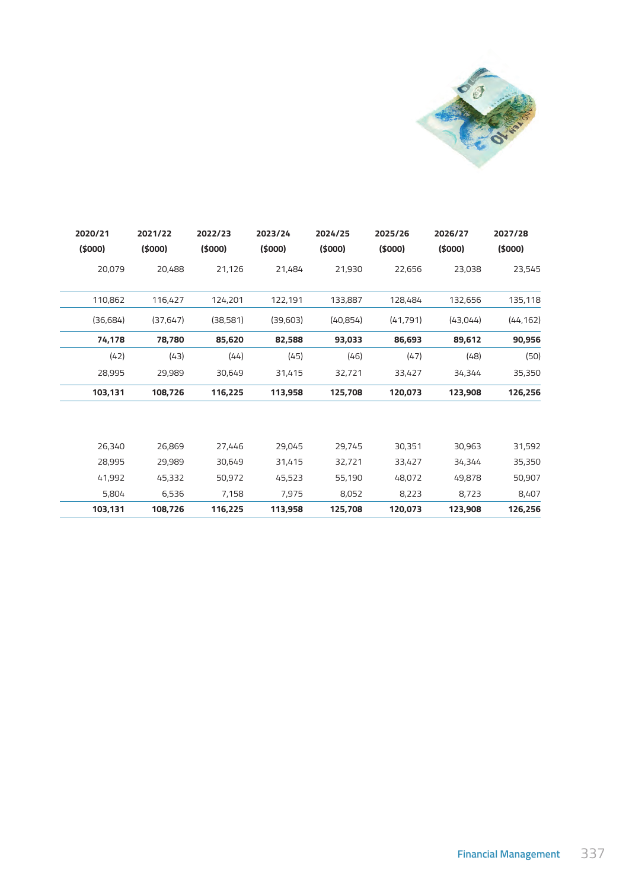| 2020/21 ($000) | 2021/22 ($000) | 2022/23 ($000) | 2023/24 ($000) | 2024/25 ($000) | 2025/26 ($000) | 2026/27 ($000) | 2027/28 ($000) |
|---|---|---|---|---|---|---|---|
| 20,079 | 20,488 | 21,126 | 21,484 | 21,930 | 22,656 | 23,038 | 23,545 |
| | | | | | | | |
| 110,862 | 116,427 | 124,201 | 122,191 | 133,887 | 128,484 | 132,656 | 135,118 |
| (36,684) | (37,647) | (38,581) | (39,603) | (40,854) | (41,791) | (43,044) | (44,162) |
| **74,178** | **78,780** | **85,620** | **82,588** | **93,033** | **86,693** | **89,612** | **90,956** |
| (42) | (43) | (44) | (45) | (46) | (47) | (48) | (50) |
| 28,995 | 29,989 | 30,649 | 31,415 | 32,721 | 33,427 | 34,344 | 35,350 |
| **103,131** | **108,726** | **116,225** | **113,958** | **125,708** | **120,073** | **123,908** | **126,256** |
| | | | | | | | |
| 26,340 | 26,869 | 27,446 | 29,045 | 29,745 | 30,351 | 30,963 | 31,592 |
| 28,995 | 29,989 | 30,649 | 31,415 | 32,721 | 33,427 | 34,344 | 35,350 |
| 41,992 | 45,332 | 50,972 | 45,523 | 55,190 | 48,072 | 49,878 | 50,907 |
| 5,804 | 6,536 | 7,158 | 7,975 | 8,052 | 8,223 | 8,723 | 8,407 |
| **103,131** | **108,726** | **116,225** | **113,958** | **125,708** | **120,073** | **123,908** | **126,256** |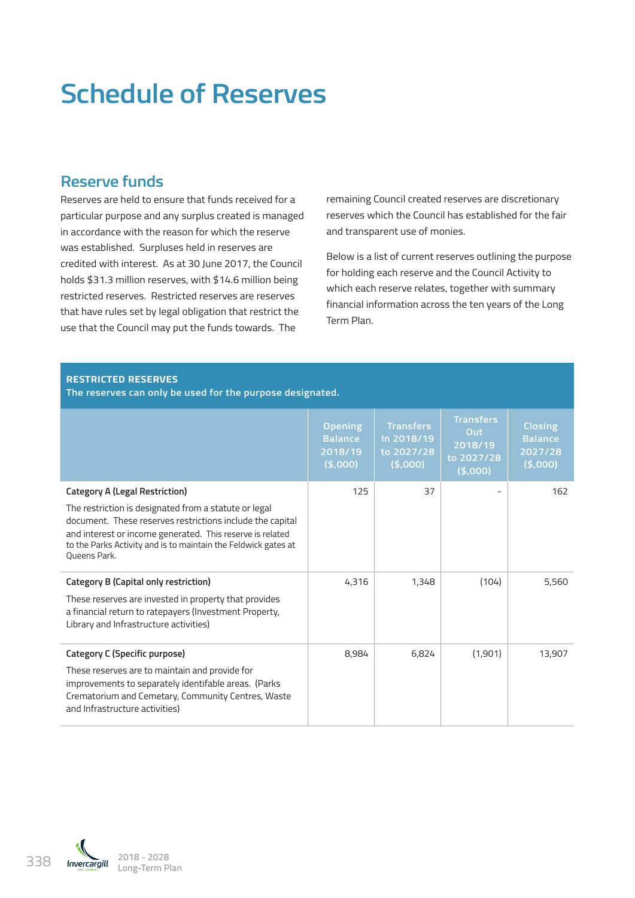# Schedule of Reserves

## Reserve funds

Reserves are held to ensure that funds received for a particular purpose and any surplus created is managed in accordance with the reason for which the reserve was established. Surpluses held in reserves are credited with interest. As at 30 June 2017, the Council holds $31.3 million reserves, with $14.6 million being restricted reserves. Restricted reserves are reserves that have rules set by legal obligation that restrict the use that the Council may put the funds towards. The remaining Council created reserves are discretionary reserves which the Council has established for the fair and transparent use of monies.

Below is a list of current reserves outlining the purpose for holding each reserve and the Council Activity to which each reserve relates, together with summary financial information across the ten years of the Long Term Plan.

**RESTRICTED RESERVES**
**The reserves can only be used for the purpose designated.**

| | Opening Balance 2018/19 ($,000) | Transfers In 2018/19 to 2027/28 ($,000) | Transfers Out 2018/19 to 2027/28 ($,000) | Closing Balance 2027/28 ($,000) |
|---|---|---|---|---|
| **Category A (Legal Restriction)**<br>The restriction is designated from a statute or legal document. These reserves restrictions include the capital and interest or income generated. This reserve is related to the Parks Activity and is to maintain the Feldwick gates at Queens Park. | 125 | 37 | - | 162 |
| **Category B (Capital only restriction)**<br>These reserves are invested in property that provides a financial return to ratepayers (Investment Property, Library and Infrastructure activities) | 4,316 | 1,348 | (104) | 5,560 |
| **Category C (Specific purpose)**<br>These reserves are to maintain and provide for improvements to separately identifable areas. (Parks Crematorium and Cemetary, Community Centres, Waste and Infrastructure activities) | 8,984 | 6,824 | (1,901) | 13,907 |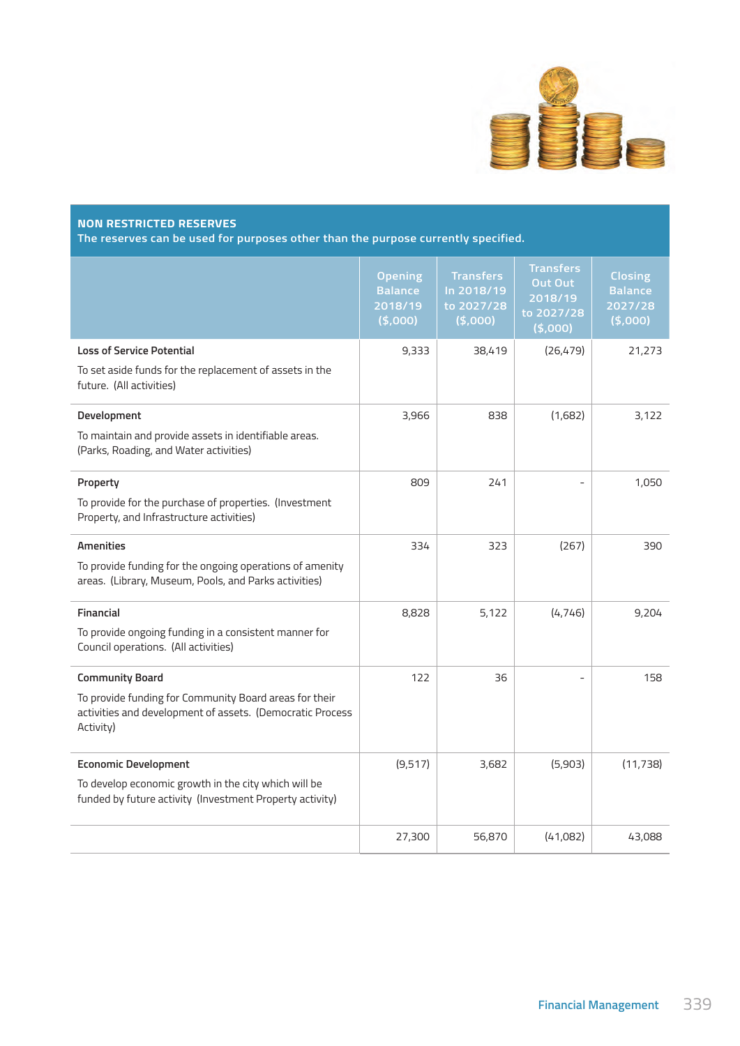## NON RESTRICTED RESERVES

**The reserves can be used for purposes other than the purpose currently specified.**

| | Opening Balance 2018/19 ($,000) | Transfers In 2018/19 to 2027/28 ($,000) | Transfers Out Out 2018/19 to 2027/28 ($,000) | Closing Balance 2027/28 ($,000) |
|---|---|---|---|---|
| **Loss of Service Potential**<br>To set aside funds for the replacement of assets in the future. (All activities) | 9,333 | 38,419 | (26,479) | 21,273 |
| **Development**<br>To maintain and provide assets in identifiable areas. (Parks, Roading, and Water activities) | 3,966 | 838 | (1,682) | 3,122 |
| **Property**<br>To provide for the purchase of properties. (Investment Property, and Infrastructure activities) | 809 | 241 | - | 1,050 |
| **Amenities**<br>To provide funding for the ongoing operations of amenity areas. (Library, Museum, Pools, and Parks activities) | 334 | 323 | (267) | 390 |
| **Financial**<br>To provide ongoing funding in a consistent manner for Council operations. (All activities) | 8,828 | 5,122 | (4,746) | 9,204 |
| **Community Board**<br>To provide funding for Community Board areas for their activities and development of assets. (Democratic Process Activity) | 122 | 36 | - | 158 |
| **Economic Development**<br>To develop economic growth in the city which will be funded by future activity (Investment Property activity) | (9,517) | 3,682 | (5,903) | (11,738) |
| | 27,300 | 56,870 | (41,082) | 43,088 |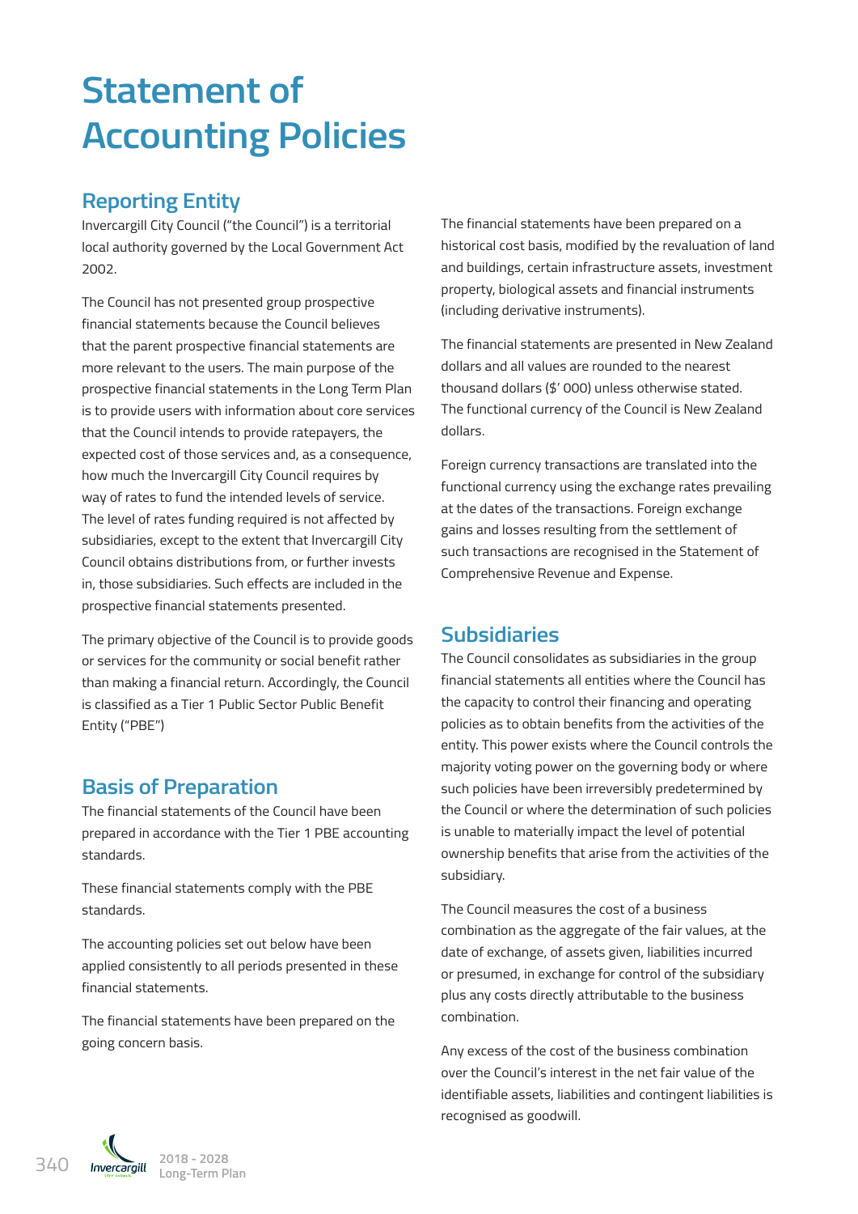# Statement of Accounting Policies

## Reporting Entity

Invercargill City Council ("the Council") is a territorial local authority governed by the Local Government Act 2002.

The Council has not presented group prospective financial statements because the Council believes that the parent prospective financial statements are more relevant to the users. The main purpose of the prospective financial statements in the Long Term Plan is to provide users with information about core services that the Council intends to provide ratepayers, the expected cost of those services and, as a consequence, how much the Invercargill City Council requires by way of rates to fund the intended levels of service. The level of rates funding required is not affected by subsidiaries, except to the extent that Invercargill City Council obtains distributions from, or further invests in, those subsidiaries. Such effects are included in the prospective financial statements presented.

The primary objective of the Council is to provide goods or services for the community or social benefit rather than making a financial return. Accordingly, the Council is classified as a Tier 1 Public Sector Public Benefit Entity ("PBE")

## Basis of Preparation

The financial statements of the Council have been prepared in accordance with the Tier 1 PBE accounting standards.

These financial statements comply with the PBE standards.

The accounting policies set out below have been applied consistently to all periods presented in these financial statements.

The financial statements have been prepared on the going concern basis.

The financial statements have been prepared on a historical cost basis, modified by the revaluation of land and buildings, certain infrastructure assets, investment property, biological assets and financial instruments (including derivative instruments).

The financial statements are presented in New Zealand dollars and all values are rounded to the nearest thousand dollars ($' 000) unless otherwise stated. The functional currency of the Council is New Zealand dollars.

Foreign currency transactions are translated into the functional currency using the exchange rates prevailing at the dates of the transactions. Foreign exchange gains and losses resulting from the settlement of such transactions are recognised in the Statement of Comprehensive Revenue and Expense.

## Subsidiaries

The Council consolidates as subsidiaries in the group financial statements all entities where the Council has the capacity to control their financing and operating policies as to obtain benefits from the activities of the entity. This power exists where the Council controls the majority voting power on the governing body or where such policies have been irreversibly predetermined by the Council or where the determination of such policies is unable to materially impact the level of potential ownership benefits that arise from the activities of the subsidiary.

The Council measures the cost of a business combination as the aggregate of the fair values, at the date of exchange, of assets given, liabilities incurred or presumed, in exchange for control of the subsidiary plus any costs directly attributable to the business combination.

Any excess of the cost of the business combination over the Council's interest in the net fair value of the identifiable assets, liabilities and contingent liabilities is recognised as goodwill.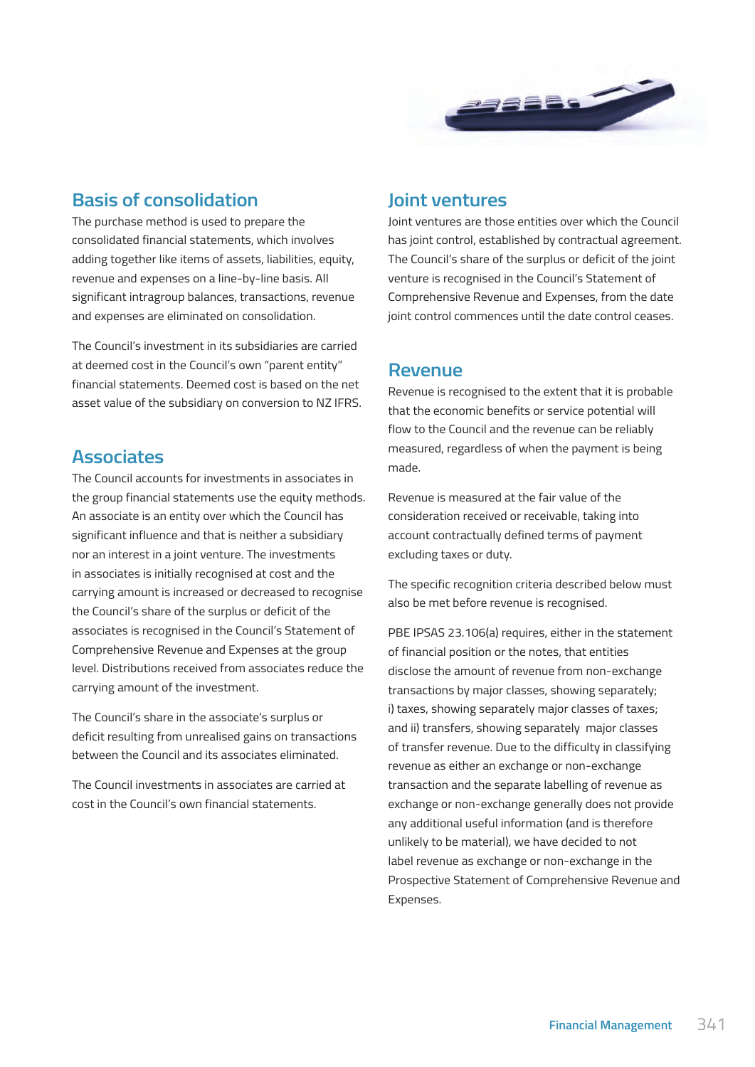## Basis of consolidation

The purchase method is used to prepare the consolidated financial statements, which involves adding together like items of assets, liabilities, equity, revenue and expenses on a line-by-line basis. All significant intragroup balances, transactions, revenue and expenses are eliminated on consolidation.

The Council's investment in its subsidiaries are carried at deemed cost in the Council's own "parent entity" financial statements. Deemed cost is based on the net asset value of the subsidiary on conversion to NZ IFRS.

## Associates

The Council accounts for investments in associates in the group financial statements use the equity methods. An associate is an entity over which the Council has significant influence and that is neither a subsidiary nor an interest in a joint venture. The investments in associates is initially recognised at cost and the carrying amount is increased or decreased to recognise the Council's share of the surplus or deficit of the associates is recognised in the Council's Statement of Comprehensive Revenue and Expenses at the group level. Distributions received from associates reduce the carrying amount of the investment.

The Council's share in the associate's surplus or deficit resulting from unrealised gains on transactions between the Council and its associates eliminated.

The Council investments in associates are carried at cost in the Council's own financial statements.

## Joint ventures

Joint ventures are those entities over which the Council has joint control, established by contractual agreement. The Council's share of the surplus or deficit of the joint venture is recognised in the Council's Statement of Comprehensive Revenue and Expenses, from the date joint control commences until the date control ceases.

## Revenue

Revenue is recognised to the extent that it is probable that the economic benefits or service potential will flow to the Council and the revenue can be reliably measured, regardless of when the payment is being made.

Revenue is measured at the fair value of the consideration received or receivable, taking into account contractually defined terms of payment excluding taxes or duty.

The specific recognition criteria described below must also be met before revenue is recognised.

PBE IPSAS 23.106(a) requires, either in the statement of financial position or the notes, that entities disclose the amount of revenue from non-exchange transactions by major classes, showing separately; i) taxes, showing separately major classes of taxes; and ii) transfers, showing separately major classes of transfer revenue. Due to the difficulty in classifying revenue as either an exchange or non-exchange transaction and the separate labelling of revenue as exchange or non-exchange generally does not provide any additional useful information (and is therefore unlikely to be material), we have decided to not label revenue as exchange or non-exchange in the Prospective Statement of Comprehensive Revenue and Expenses.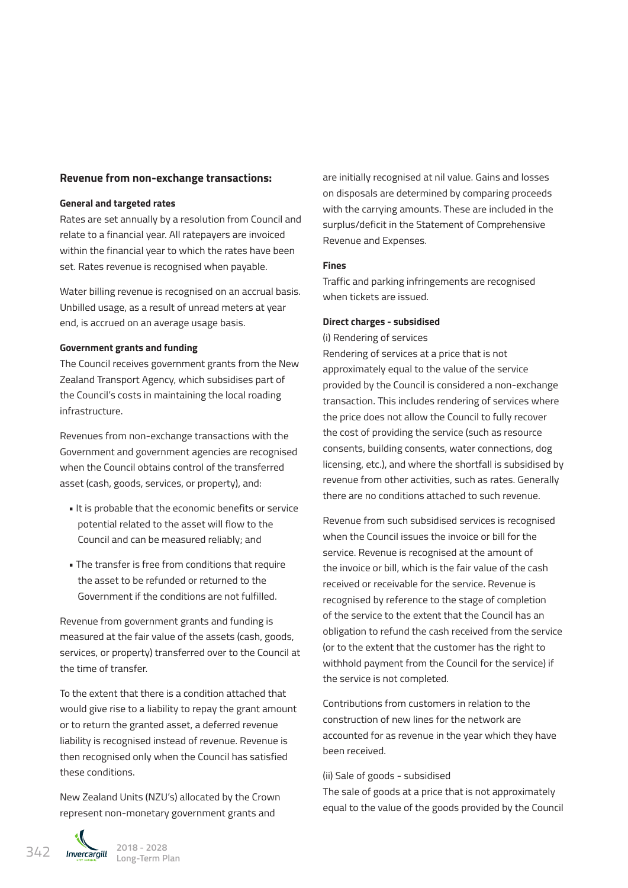### Revenue from non-exchange transactions:

#### General and targeted rates

Rates are set annually by a resolution from Council and relate to a financial year. All ratepayers are invoiced within the financial year to which the rates have been set. Rates revenue is recognised when payable.

Water billing revenue is recognised on an accrual basis. Unbilled usage, as a result of unread meters at year end, is accrued on an average usage basis.

#### Government grants and funding

The Council receives government grants from the New Zealand Transport Agency, which subsidises part of the Council's costs in maintaining the local roading infrastructure.

Revenues from non-exchange transactions with the Government and government agencies are recognised when the Council obtains control of the transferred asset (cash, goods, services, or property), and:

- It is probable that the economic benefits or service potential related to the asset will flow to the Council and can be measured reliably; and
- The transfer is free from conditions that require the asset to be refunded or returned to the Government if the conditions are not fulfilled.

Revenue from government grants and funding is measured at the fair value of the assets (cash, goods, services, or property) transferred over to the Council at the time of transfer.

To the extent that there is a condition attached that would give rise to a liability to repay the grant amount or to return the granted asset, a deferred revenue liability is recognised instead of revenue. Revenue is then recognised only when the Council has satisfied these conditions.

New Zealand Units (NZU's) allocated by the Crown represent non-monetary government grants and are initially recognised at nil value. Gains and losses on disposals are determined by comparing proceeds with the carrying amounts. These are included in the surplus/deficit in the Statement of Comprehensive Revenue and Expenses.

#### Fines

Traffic and parking infringements are recognised when tickets are issued.

#### Direct charges - subsidised

(i) Rendering of services

Rendering of services at a price that is not approximately equal to the value of the service provided by the Council is considered a non-exchange transaction. This includes rendering of services where the price does not allow the Council to fully recover the cost of providing the service (such as resource consents, building consents, water connections, dog licensing, etc.), and where the shortfall is subsidised by revenue from other activities, such as rates. Generally there are no conditions attached to such revenue.

Revenue from such subsidised services is recognised when the Council issues the invoice or bill for the service. Revenue is recognised at the amount of the invoice or bill, which is the fair value of the cash received or receivable for the service. Revenue is recognised by reference to the stage of completion of the service to the extent that the Council has an obligation to refund the cash received from the service (or to the extent that the customer has the right to withhold payment from the Council for the service) if the service is not completed.

Contributions from customers in relation to the construction of new lines for the network are accounted for as revenue in the year which they have been received.

(ii) Sale of goods - subsidised

The sale of goods at a price that is not approximately equal to the value of the goods provided by the Council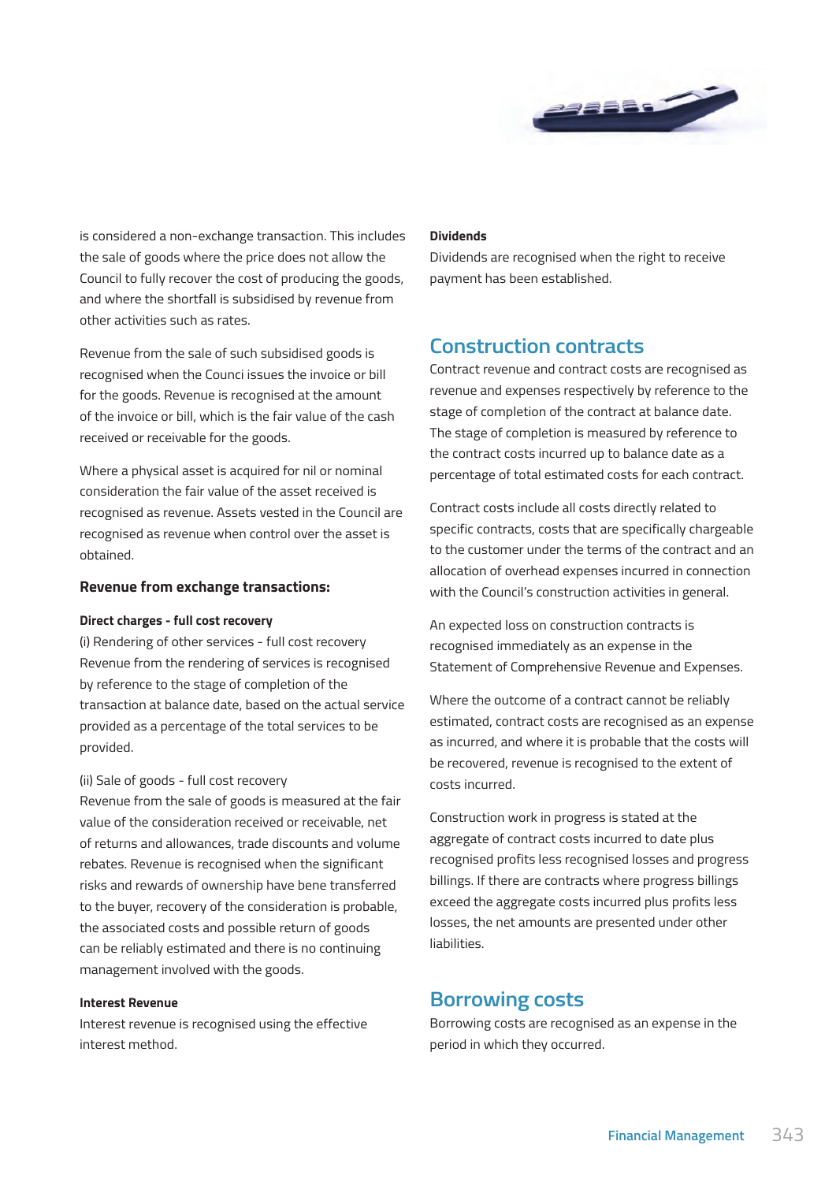is considered a non-exchange transaction. This includes the sale of goods where the price does not allow the Council to fully recover the cost of producing the goods, and where the shortfall is subsidised by revenue from other activities such as rates.

Revenue from the sale of such subsidised goods is recognised when the Counci issues the invoice or bill for the goods. Revenue is recognised at the amount of the invoice or bill, which is the fair value of the cash received or receivable for the goods.

Where a physical asset is acquired for nil or nominal consideration the fair value of the asset received is recognised as revenue. Assets vested in the Council are recognised as revenue when control over the asset is obtained.

### Revenue from exchange transactions:

**Direct charges - full cost recovery**

(i) Rendering of other services - full cost recovery
Revenue from the rendering of services is recognised by reference to the stage of completion of the transaction at balance date, based on the actual service provided as a percentage of the total services to be provided.

(ii) Sale of goods - full cost recovery
Revenue from the sale of goods is measured at the fair value of the consideration received or receivable, net of returns and allowances, trade discounts and volume rebates. Revenue is recognised when the significant risks and rewards of ownership have bene transferred to the buyer, recovery of the consideration is probable, the associated costs and possible return of goods can be reliably estimated and there is no continuing management involved with the goods.

**Interest Revenue**

Interest revenue is recognised using the effective interest method.

**Dividends**

Dividends are recognised when the right to receive payment has been established.

## Construction contracts

Contract revenue and contract costs are recognised as revenue and expenses respectively by reference to the stage of completion of the contract at balance date. The stage of completion is measured by reference to the contract costs incurred up to balance date as a percentage of total estimated costs for each contract.

Contract costs include all costs directly related to specific contracts, costs that are specifically chargeable to the customer under the terms of the contract and an allocation of overhead expenses incurred in connection with the Council's construction activities in general.

An expected loss on construction contracts is recognised immediately as an expense in the Statement of Comprehensive Revenue and Expenses.

Where the outcome of a contract cannot be reliably estimated, contract costs are recognised as an expense as incurred, and where it is probable that the costs will be recovered, revenue is recognised to the extent of costs incurred.

Construction work in progress is stated at the aggregate of contract costs incurred to date plus recognised profits less recognised losses and progress billings. If there are contracts where progress billings exceed the aggregate costs incurred plus profits less losses, the net amounts are presented under other liabilities.

## Borrowing costs

Borrowing costs are recognised as an expense in the period in which they occurred.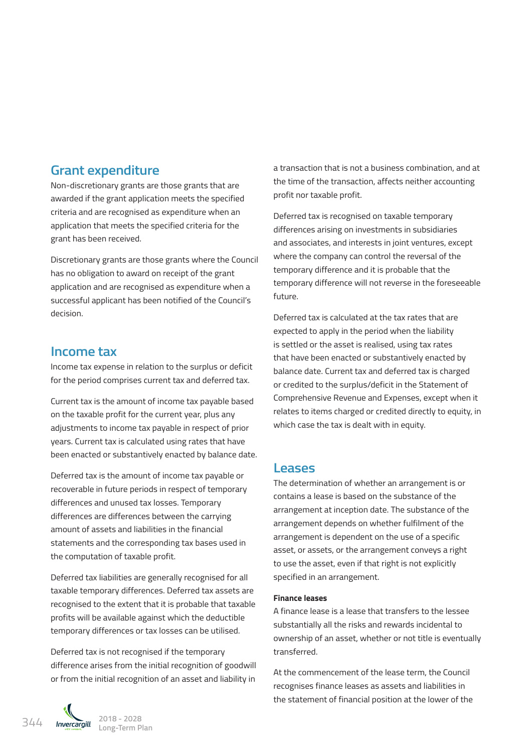## Grant expenditure

Non-discretionary grants are those grants that are awarded if the grant application meets the specified criteria and are recognised as expenditure when an application that meets the specified criteria for the grant has been received.

Discretionary grants are those grants where the Council has no obligation to award on receipt of the grant application and are recognised as expenditure when a successful applicant has been notified of the Council's decision.

## Income tax

Income tax expense in relation to the surplus or deficit for the period comprises current tax and deferred tax.

Current tax is the amount of income tax payable based on the taxable profit for the current year, plus any adjustments to income tax payable in respect of prior years. Current tax is calculated using rates that have been enacted or substantively enacted by balance date.

Deferred tax is the amount of income tax payable or recoverable in future periods in respect of temporary differences and unused tax losses. Temporary differences are differences between the carrying amount of assets and liabilities in the financial statements and the corresponding tax bases used in the computation of taxable profit.

Deferred tax liabilities are generally recognised for all taxable temporary differences. Deferred tax assets are recognised to the extent that it is probable that taxable profits will be available against which the deductible temporary differences or tax losses can be utilised.

Deferred tax is not recognised if the temporary difference arises from the initial recognition of goodwill or from the initial recognition of an asset and liability in a transaction that is not a business combination, and at the time of the transaction, affects neither accounting profit nor taxable profit.

Deferred tax is recognised on taxable temporary differences arising on investments in subsidiaries and associates, and interests in joint ventures, except where the company can control the reversal of the temporary difference and it is probable that the temporary difference will not reverse in the foreseeable future.

Deferred tax is calculated at the tax rates that are expected to apply in the period when the liability is settled or the asset is realised, using tax rates that have been enacted or substantively enacted by balance date. Current tax and deferred tax is charged or credited to the surplus/deficit in the Statement of Comprehensive Revenue and Expenses, except when it relates to items charged or credited directly to equity, in which case the tax is dealt with in equity.

## Leases

The determination of whether an arrangement is or contains a lease is based on the substance of the arrangement at inception date. The substance of the arrangement depends on whether fulfilment of the arrangement is dependent on the use of a specific asset, or assets, or the arrangement conveys a right to use the asset, even if that right is not explicitly specified in an arrangement.

**Finance leases**

A finance lease is a lease that transfers to the lessee substantially all the risks and rewards incidental to ownership of an asset, whether or not title is eventually transferred.

At the commencement of the lease term, the Council recognises finance leases as assets and liabilities in the statement of financial position at the lower of the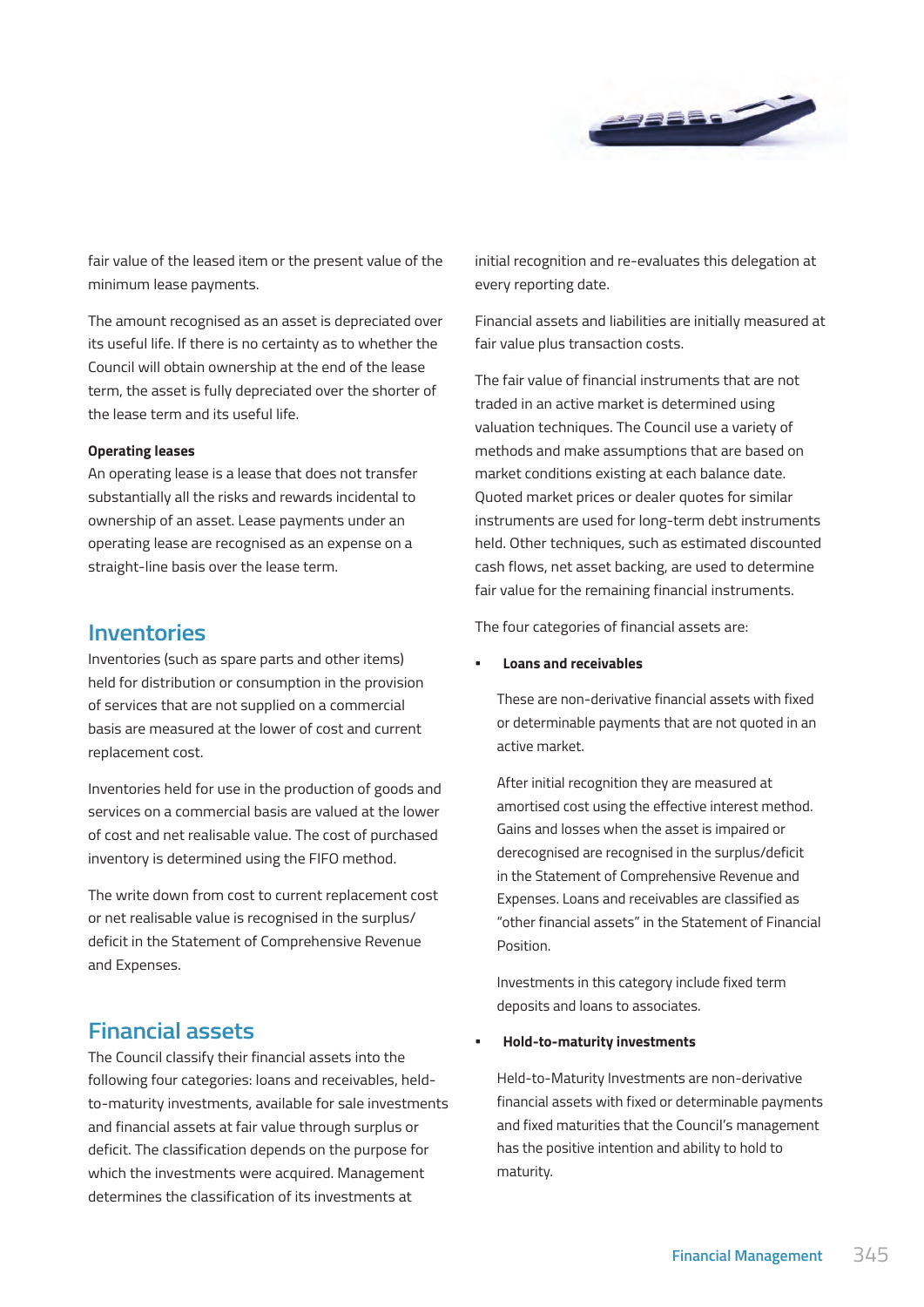fair value of the leased item or the present value of the minimum lease payments.

The amount recognised as an asset is depreciated over its useful life. If there is no certainty as to whether the Council will obtain ownership at the end of the lease term, the asset is fully depreciated over the shorter of the lease term and its useful life.

**Operating leases**

An operating lease is a lease that does not transfer substantially all the risks and rewards incidental to ownership of an asset. Lease payments under an operating lease are recognised as an expense on a straight-line basis over the lease term.

## Inventories

Inventories (such as spare parts and other items) held for distribution or consumption in the provision of services that are not supplied on a commercial basis are measured at the lower of cost and current replacement cost.

Inventories held for use in the production of goods and services on a commercial basis are valued at the lower of cost and net realisable value. The cost of purchased inventory is determined using the FIFO method.

The write down from cost to current replacement cost or net realisable value is recognised in the surplus/deficit in the Statement of Comprehensive Revenue and Expenses.

## Financial assets

The Council classify their financial assets into the following four categories: loans and receivables, held-to-maturity investments, available for sale investments and financial assets at fair value through surplus or deficit. The classification depends on the purpose for which the investments were acquired. Management determines the classification of its investments at initial recognition and re-evaluates this delegation at every reporting date.

Financial assets and liabilities are initially measured at fair value plus transaction costs.

The fair value of financial instruments that are not traded in an active market is determined using valuation techniques. The Council use a variety of methods and make assumptions that are based on market conditions existing at each balance date. Quoted market prices or dealer quotes for similar instruments are used for long-term debt instruments held. Other techniques, such as estimated discounted cash flows, net asset backing, are used to determine fair value for the remaining financial instruments.

The four categories of financial assets are:

- **Loans and receivables**

  These are non-derivative financial assets with fixed or determinable payments that are not quoted in an active market.

  After initial recognition they are measured at amortised cost using the effective interest method. Gains and losses when the asset is impaired or derecognised are recognised in the surplus/deficit in the Statement of Comprehensive Revenue and Expenses. Loans and receivables are classified as "other financial assets" in the Statement of Financial Position.

  Investments in this category include fixed term deposits and loans to associates.

- **Hold-to-maturity investments**

  Held-to-Maturity Investments are non-derivative financial assets with fixed or determinable payments and fixed maturities that the Council's management has the positive intention and ability to hold to maturity.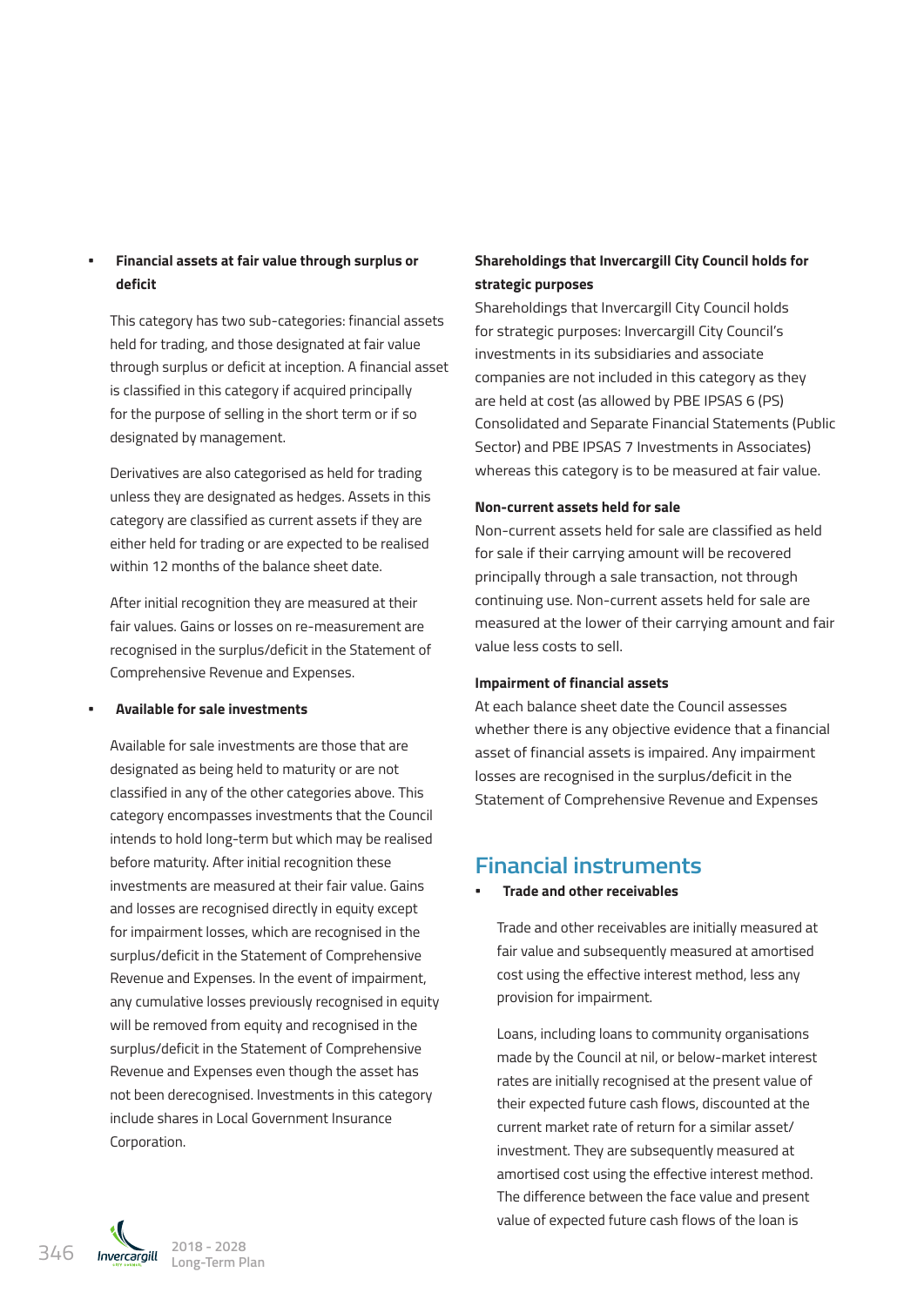- **Financial assets at fair value through surplus or deficit**

  This category has two sub-categories: financial assets held for trading, and those designated at fair value through surplus or deficit at inception. A financial asset is classified in this category if acquired principally for the purpose of selling in the short term or if so designated by management.

  Derivatives are also categorised as held for trading unless they are designated as hedges. Assets in this category are classified as current assets if they are either held for trading or are expected to be realised within 12 months of the balance sheet date.

  After initial recognition they are measured at their fair values. Gains or losses on re-measurement are recognised in the surplus/deficit in the Statement of Comprehensive Revenue and Expenses.

- **Available for sale investments**

  Available for sale investments are those that are designated as being held to maturity or are not classified in any of the other categories above. This category encompasses investments that the Council intends to hold long-term but which may be realised before maturity. After initial recognition these investments are measured at their fair value. Gains and losses are recognised directly in equity except for impairment losses, which are recognised in the surplus/deficit in the Statement of Comprehensive Revenue and Expenses. In the event of impairment, any cumulative losses previously recognised in equity will be removed from equity and recognised in the surplus/deficit in the Statement of Comprehensive Revenue and Expenses even though the asset has not been derecognised. Investments in this category include shares in Local Government Insurance Corporation.

**Shareholdings that Invercargill City Council holds for strategic purposes**

Shareholdings that Invercargill City Council holds for strategic purposes: Invercargill City Council's investments in its subsidiaries and associate companies are not included in this category as they are held at cost (as allowed by PBE IPSAS 6 (PS) Consolidated and Separate Financial Statements (Public Sector) and PBE IPSAS 7 Investments in Associates) whereas this category is to be measured at fair value.

**Non-current assets held for sale**

Non-current assets held for sale are classified as held for sale if their carrying amount will be recovered principally through a sale transaction, not through continuing use. Non-current assets held for sale are measured at the lower of their carrying amount and fair value less costs to sell.

**Impairment of financial assets**

At each balance sheet date the Council assesses whether there is any objective evidence that a financial asset of financial assets is impaired. Any impairment losses are recognised in the surplus/deficit in the Statement of Comprehensive Revenue and Expenses

## Financial instruments

- **Trade and other receivables**

  Trade and other receivables are initially measured at fair value and subsequently measured at amortised cost using the effective interest method, less any provision for impairment.

  Loans, including loans to community organisations made by the Council at nil, or below-market interest rates are initially recognised at the present value of their expected future cash flows, discounted at the current market rate of return for a similar asset/investment. They are subsequently measured at amortised cost using the effective interest method. The difference between the face value and present value of expected future cash flows of the loan is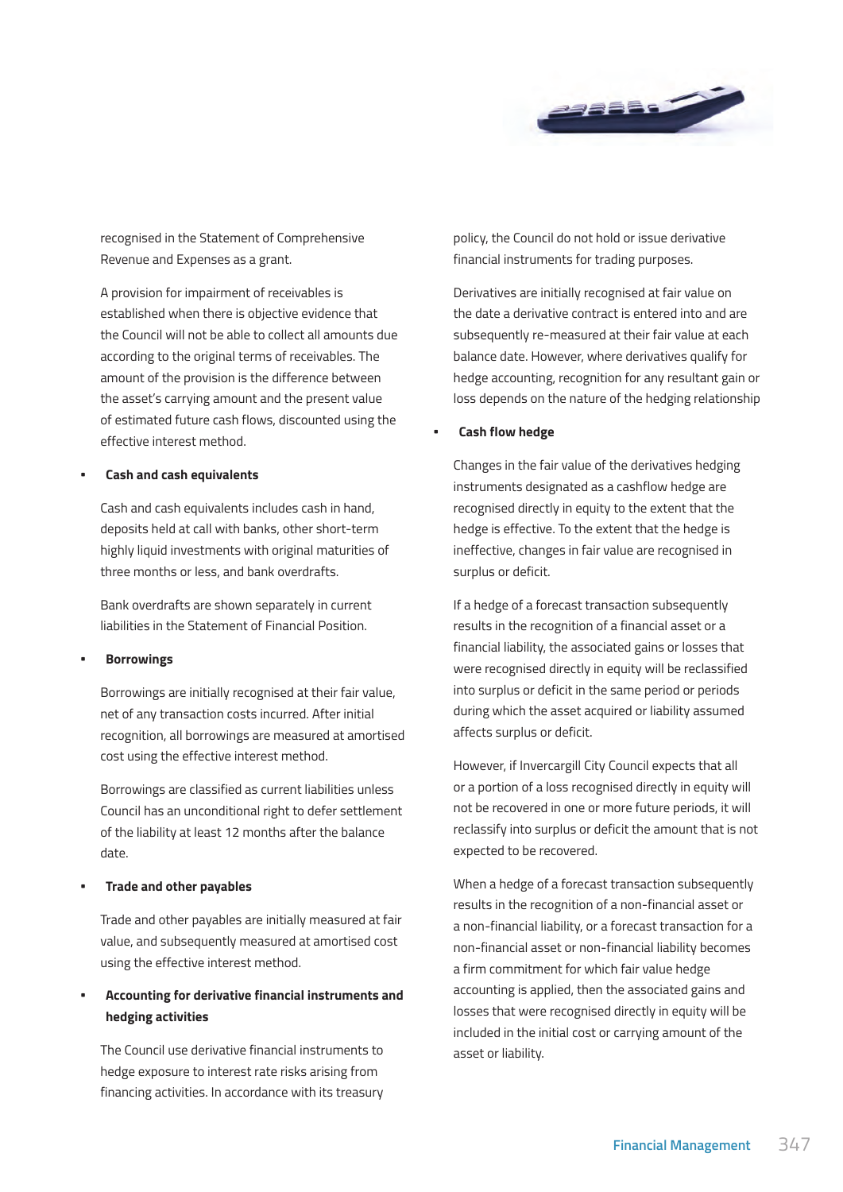recognised in the Statement of Comprehensive Revenue and Expenses as a grant.

A provision for impairment of receivables is established when there is objective evidence that the Council will not be able to collect all amounts due according to the original terms of receivables. The amount of the provision is the difference between the asset's carrying amount and the present value of estimated future cash flows, discounted using the effective interest method.

- **Cash and cash equivalents**

Cash and cash equivalents includes cash in hand, deposits held at call with banks, other short-term highly liquid investments with original maturities of three months or less, and bank overdrafts.

Bank overdrafts are shown separately in current liabilities in the Statement of Financial Position.

- **Borrowings**

Borrowings are initially recognised at their fair value, net of any transaction costs incurred. After initial recognition, all borrowings are measured at amortised cost using the effective interest method.

Borrowings are classified as current liabilities unless Council has an unconditional right to defer settlement of the liability at least 12 months after the balance date.

- **Trade and other payables**

Trade and other payables are initially measured at fair value, and subsequently measured at amortised cost using the effective interest method.

- **Accounting for derivative financial instruments and hedging activities**

The Council use derivative financial instruments to hedge exposure to interest rate risks arising from financing activities. In accordance with its treasury policy, the Council do not hold or issue derivative financial instruments for trading purposes.

Derivatives are initially recognised at fair value on the date a derivative contract is entered into and are subsequently re-measured at their fair value at each balance date. However, where derivatives qualify for hedge accounting, recognition for any resultant gain or loss depends on the nature of the hedging relationship

- **Cash flow hedge**

Changes in the fair value of the derivatives hedging instruments designated as a cashflow hedge are recognised directly in equity to the extent that the hedge is effective. To the extent that the hedge is ineffective, changes in fair value are recognised in surplus or deficit.

If a hedge of a forecast transaction subsequently results in the recognition of a financial asset or a financial liability, the associated gains or losses that were recognised directly in equity will be reclassified into surplus or deficit in the same period or periods during which the asset acquired or liability assumed affects surplus or deficit.

However, if Invercargill City Council expects that all or a portion of a loss recognised directly in equity will not be recovered in one or more future periods, it will reclassify into surplus or deficit the amount that is not expected to be recovered.

When a hedge of a forecast transaction subsequently results in the recognition of a non-financial asset or a non-financial liability, or a forecast transaction for a non-financial asset or non-financial liability becomes a firm commitment for which fair value hedge accounting is applied, then the associated gains and losses that were recognised directly in equity will be included in the initial cost or carrying amount of the asset or liability.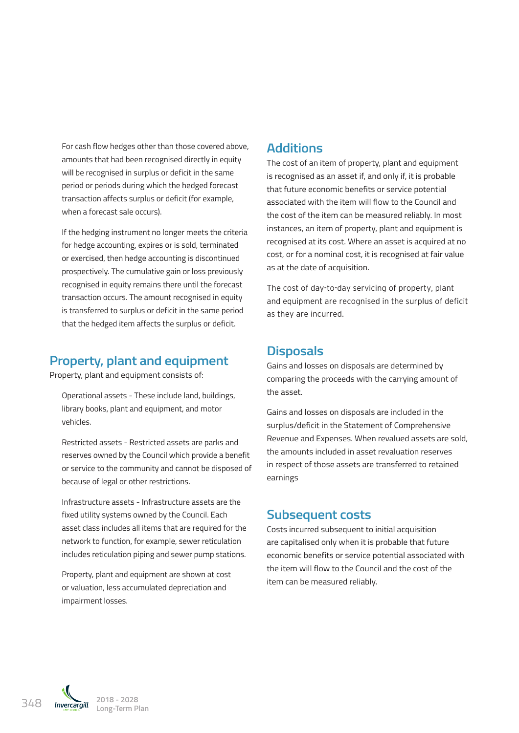For cash flow hedges other than those covered above, amounts that had been recognised directly in equity will be recognised in surplus or deficit in the same period or periods during which the hedged forecast transaction affects surplus or deficit (for example, when a forecast sale occurs).

If the hedging instrument no longer meets the criteria for hedge accounting, expires or is sold, terminated or exercised, then hedge accounting is discontinued prospectively. The cumulative gain or loss previously recognised in equity remains there until the forecast transaction occurs. The amount recognised in equity is transferred to surplus or deficit in the same period that the hedged item affects the surplus or deficit.

## Property, plant and equipment

Property, plant and equipment consists of:

Operational assets - These include land, buildings, library books, plant and equipment, and motor vehicles.

Restricted assets - Restricted assets are parks and reserves owned by the Council which provide a benefit or service to the community and cannot be disposed of because of legal or other restrictions.

Infrastructure assets - Infrastructure assets are the fixed utility systems owned by the Council. Each asset class includes all items that are required for the network to function, for example, sewer reticulation includes reticulation piping and sewer pump stations.

Property, plant and equipment are shown at cost or valuation, less accumulated depreciation and impairment losses.

## Additions

The cost of an item of property, plant and equipment is recognised as an asset if, and only if, it is probable that future economic benefits or service potential associated with the item will flow to the Council and the cost of the item can be measured reliably. In most instances, an item of property, plant and equipment is recognised at its cost. Where an asset is acquired at no cost, or for a nominal cost, it is recognised at fair value as at the date of acquisition.

The cost of day-to-day servicing of property, plant and equipment are recognised in the surplus of deficit as they are incurred.

## Disposals

Gains and losses on disposals are determined by comparing the proceeds with the carrying amount of the asset.

Gains and losses on disposals are included in the surplus/deficit in the Statement of Comprehensive Revenue and Expenses. When revalued assets are sold, the amounts included in asset revaluation reserves in respect of those assets are transferred to retained earnings

## Subsequent costs

Costs incurred subsequent to initial acquisition are capitalised only when it is probable that future economic benefits or service potential associated with the item will flow to the Council and the cost of the item can be measured reliably.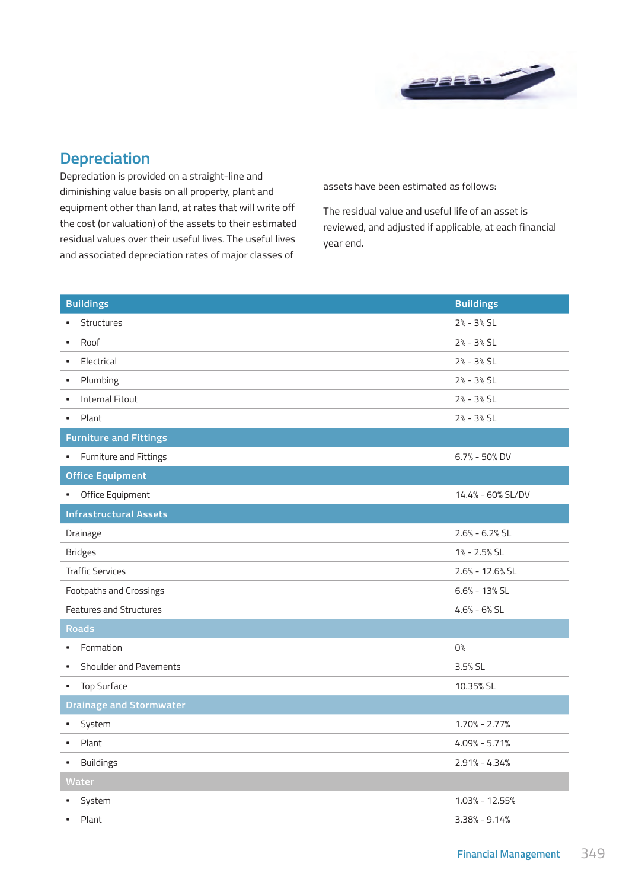## Depreciation

Depreciation is provided on a straight-line and diminishing value basis on all property, plant and equipment other than land, at rates that will write off the cost (or valuation) of the assets to their estimated residual values over their useful lives. The useful lives and associated depreciation rates of major classes of assets have been estimated as follows:

The residual value and useful life of an asset is reviewed, and adjusted if applicable, at each financial year end.

| Buildings | Buildings |
|---|---|
| • Structures | 2% - 3% SL |
| • Roof | 2% - 3% SL |
| • Electrical | 2% - 3% SL |
| • Plumbing | 2% - 3% SL |
| • Internal Fitout | 2% - 3% SL |
| • Plant | 2% - 3% SL |
| **Furniture and Fittings** | |
| • Furniture and Fittings | 6.7% - 50% DV |
| **Office Equipment** | |
| • Office Equipment | 14.4% - 60% SL/DV |
| **Infrastructural Assets** | |
| Drainage | 2.6% - 6.2% SL |
| Bridges | 1% - 2.5% SL |
| Traffic Services | 2.6% - 12.6% SL |
| Footpaths and Crossings | 6.6% - 13% SL |
| Features and Structures | 4.6% - 6% SL |
| **Roads** | |
| • Formation | 0% |
| • Shoulder and Pavements | 3.5% SL |
| • Top Surface | 10.35% SL |
| **Drainage and Stormwater** | |
| • System | 1.70% - 2.77% |
| • Plant | 4.09% - 5.71% |
| • Buildings | 2.91% - 4.34% |
| **Water** | |
| • System | 1.03% - 12.55% |
| • Plant | 3.38% - 9.14% |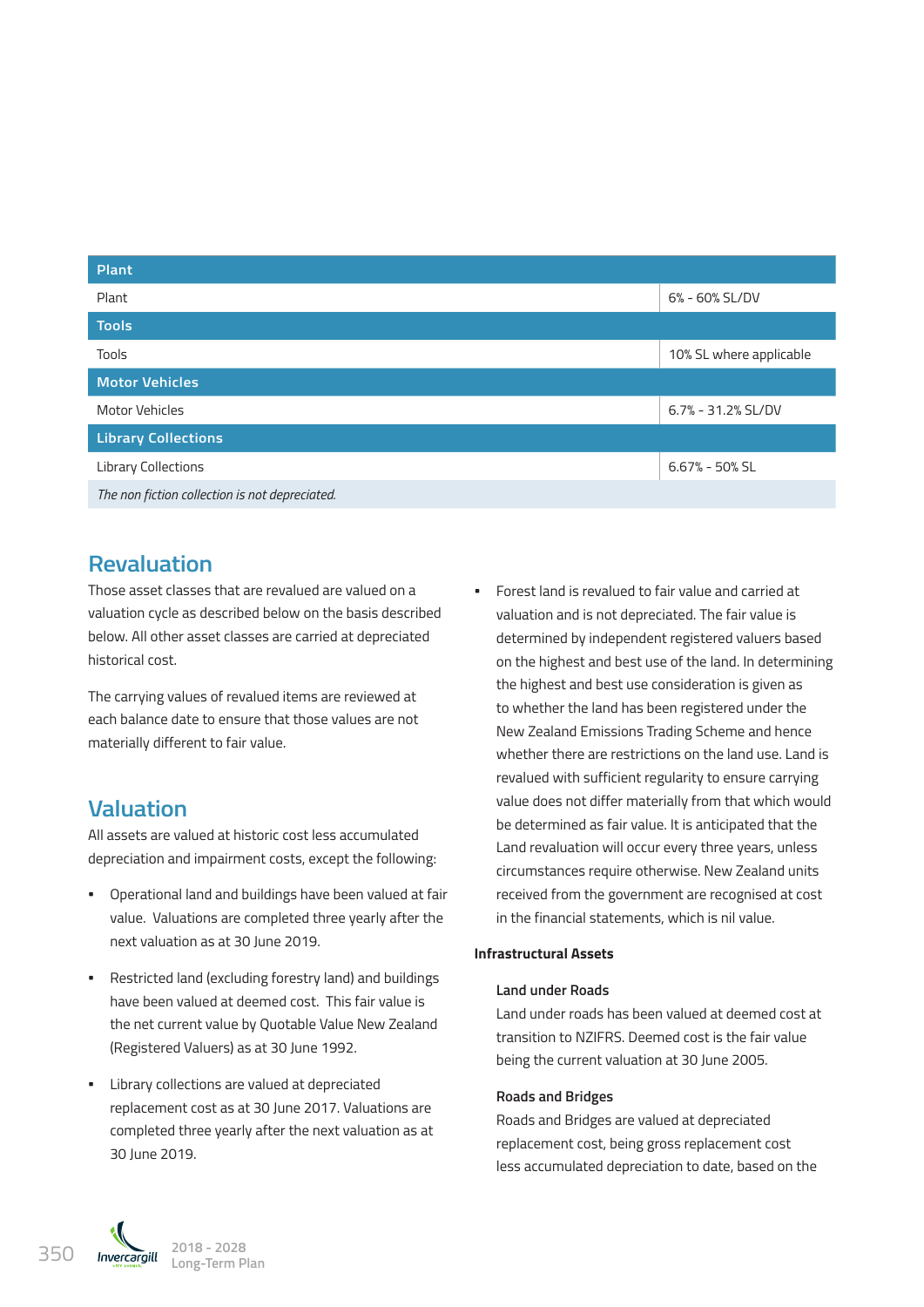| Plant | |
|---|---|
| Plant | 6% - 60% SL/DV |
| **Tools** | |
| Tools | 10% SL where applicable |
| **Motor Vehicles** | |
| Motor Vehicles | 6.7% - 31.2% SL/DV |
| **Library Collections** | |
| Library Collections | 6.67% - 50% SL |
| *The non fiction collection is not depreciated.* | |

## Revaluation

Those asset classes that are revalued are valued on a valuation cycle as described below on the basis described below. All other asset classes are carried at depreciated historical cost.

The carrying values of revalued items are reviewed at each balance date to ensure that those values are not materially different to fair value.

## Valuation

All assets are valued at historic cost less accumulated depreciation and impairment costs, except the following:

- Operational land and buildings have been valued at fair value. Valuations are completed three yearly after the next valuation as at 30 June 2019.
- Restricted land (excluding forestry land) and buildings have been valued at deemed cost. This fair value is the net current value by Quotable Value New Zealand (Registered Valuers) as at 30 June 1992.
- Library collections are valued at depreciated replacement cost as at 30 June 2017. Valuations are completed three yearly after the next valuation as at 30 June 2019.
- Forest land is revalued to fair value and carried at valuation and is not depreciated. The fair value is determined by independent registered valuers based on the highest and best use of the land. In determining the highest and best use consideration is given as to whether the land has been registered under the New Zealand Emissions Trading Scheme and hence whether there are restrictions on the land use. Land is revalued with sufficient regularity to ensure carrying value does not differ materially from that which would be determined as fair value. It is anticipated that the Land revaluation will occur every three years, unless circumstances require otherwise. New Zealand units received from the government are recognised at cost in the financial statements, which is nil value.

**Infrastructural Assets**

**Land under Roads**

Land under roads has been valued at deemed cost at transition to NZIFRS. Deemed cost is the fair value being the current valuation at 30 June 2005.

**Roads and Bridges**

Roads and Bridges are valued at depreciated replacement cost, being gross replacement cost less accumulated depreciation to date, based on the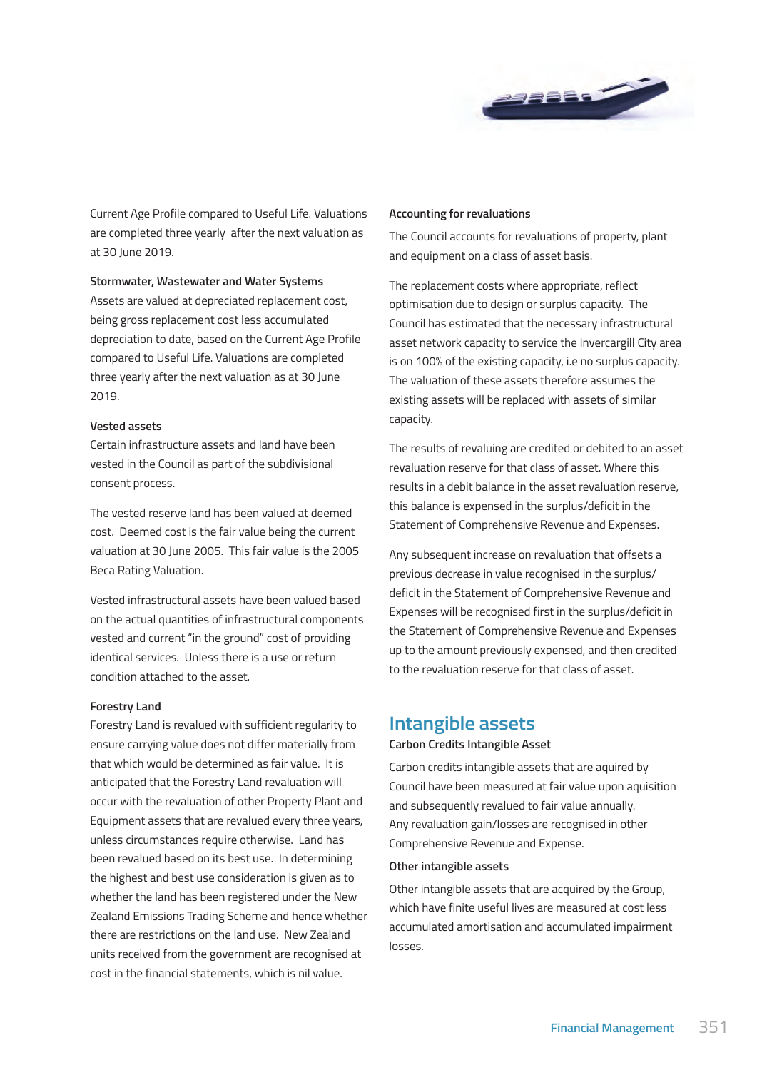Current Age Profile compared to Useful Life. Valuations are completed three yearly  after the next valuation as at 30 June 2019.

**Stormwater, Wastewater and Water Systems**
Assets are valued at depreciated replacement cost, being gross replacement cost less accumulated depreciation to date, based on the Current Age Profile compared to Useful Life. Valuations are completed three yearly after the next valuation as at 30 June 2019.

**Vested assets**
Certain infrastructure assets and land have been vested in the Council as part of the subdivisional consent process.

The vested reserve land has been valued at deemed cost.  Deemed cost is the fair value being the current valuation at 30 June 2005.  This fair value is the 2005 Beca Rating Valuation.

Vested infrastructural assets have been valued based on the actual quantities of infrastructural components vested and current "in the ground" cost of providing identical services.  Unless there is a use or return condition attached to the asset.

**Forestry Land**
Forestry Land is revalued with sufficient regularity to ensure carrying value does not differ materially from that which would be determined as fair value.  It is anticipated that the Forestry Land revaluation will occur with the revaluation of other Property Plant and Equipment assets that are revalued every three years, unless circumstances require otherwise.  Land has been revalued based on its best use.  In determining the highest and best use consideration is given as to whether the land has been registered under the New Zealand Emissions Trading Scheme and hence whether there are restrictions on the land use.  New Zealand units received from the government are recognised at cost in the financial statements, which is nil value.

**Accounting for revaluations**

The Council accounts for revaluations of property, plant and equipment on a class of asset basis.

The replacement costs where appropriate, reflect optimisation due to design or surplus capacity.  The Council has estimated that the necessary infrastructural asset network capacity to service the Invercargill City area is on 100% of the existing capacity, i.e no surplus capacity.  The valuation of these assets therefore assumes the existing assets will be replaced with assets of similar capacity.

The results of revaluing are credited or debited to an asset revaluation reserve for that class of asset. Where this results in a debit balance in the asset revaluation reserve, this balance is expensed in the surplus/deficit in the Statement of Comprehensive Revenue and Expenses.

Any subsequent increase on revaluation that offsets a previous decrease in value recognised in the surplus/deficit in the Statement of Comprehensive Revenue and Expenses will be recognised first in the surplus/deficit in the Statement of Comprehensive Revenue and Expenses up to the amount previously expensed, and then credited to the revaluation reserve for that class of asset.

## Intangible assets

**Carbon Credits Intangible Asset**

Carbon credits intangible assets that are aquired by Council have been measured at fair value upon aquisition and subsequently revalued to fair value annually.
Any revaluation gain/losses are recognised in other Comprehensive Revenue and Expense.

**Other intangible assets**

Other intangible assets that are acquired by the Group, which have finite useful lives are measured at cost less accumulated amortisation and accumulated impairment losses.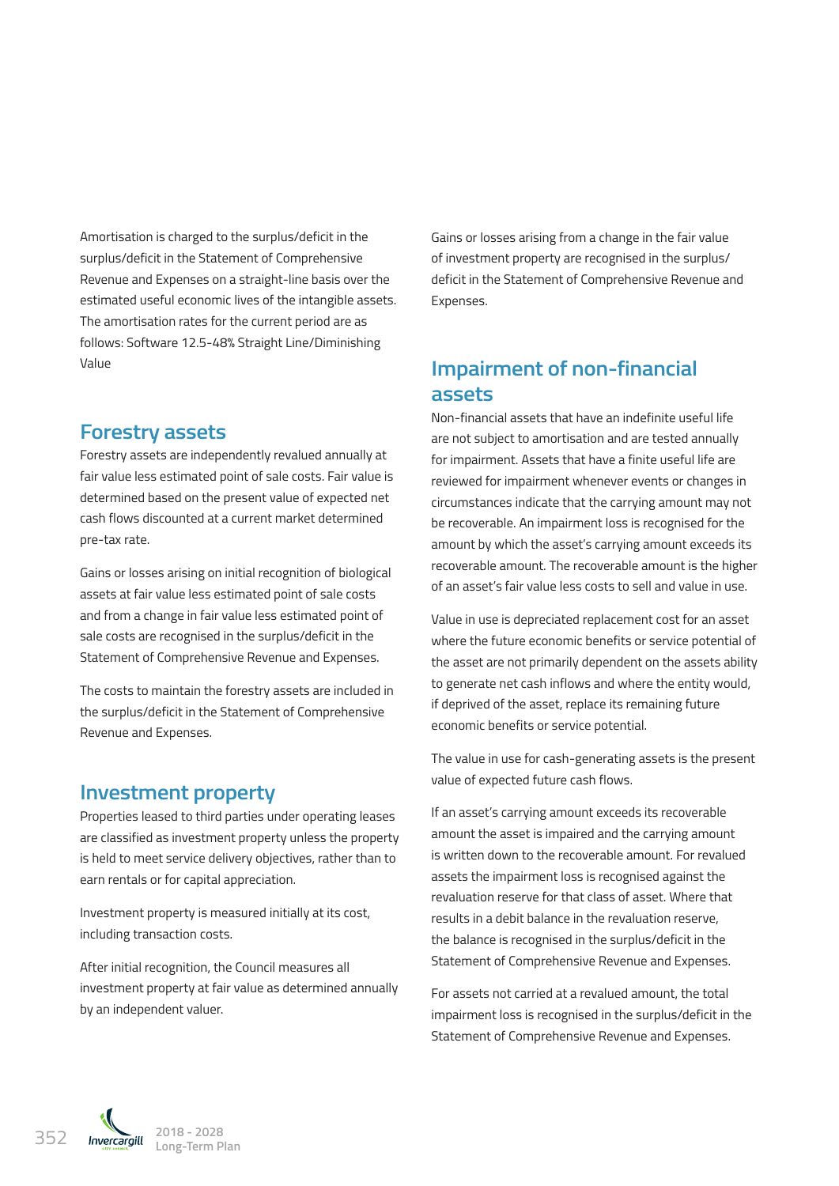Amortisation is charged to the surplus/deficit in the surplus/deficit in the Statement of Comprehensive Revenue and Expenses on a straight-line basis over the estimated useful economic lives of the intangible assets. The amortisation rates for the current period are as follows: Software 12.5-48% Straight Line/Diminishing Value

## Forestry assets

Forestry assets are independently revalued annually at fair value less estimated point of sale costs. Fair value is determined based on the present value of expected net cash flows discounted at a current market determined pre-tax rate.

Gains or losses arising on initial recognition of biological assets at fair value less estimated point of sale costs and from a change in fair value less estimated point of sale costs are recognised in the surplus/deficit in the Statement of Comprehensive Revenue and Expenses.

The costs to maintain the forestry assets are included in the surplus/deficit in the Statement of Comprehensive Revenue and Expenses.

## Investment property

Properties leased to third parties under operating leases are classified as investment property unless the property is held to meet service delivery objectives, rather than to earn rentals or for capital appreciation.

Investment property is measured initially at its cost, including transaction costs.

After initial recognition, the Council measures all investment property at fair value as determined annually by an independent valuer.

Gains or losses arising from a change in the fair value of investment property are recognised in the surplus/deficit in the Statement of Comprehensive Revenue and Expenses.

## Impairment of non-financial assets

Non-financial assets that have an indefinite useful life are not subject to amortisation and are tested annually for impairment. Assets that have a finite useful life are reviewed for impairment whenever events or changes in circumstances indicate that the carrying amount may not be recoverable. An impairment loss is recognised for the amount by which the asset's carrying amount exceeds its recoverable amount. The recoverable amount is the higher of an asset's fair value less costs to sell and value in use.

Value in use is depreciated replacement cost for an asset where the future economic benefits or service potential of the asset are not primarily dependent on the assets ability to generate net cash inflows and where the entity would, if deprived of the asset, replace its remaining future economic benefits or service potential.

The value in use for cash-generating assets is the present value of expected future cash flows.

If an asset's carrying amount exceeds its recoverable amount the asset is impaired and the carrying amount is written down to the recoverable amount. For revalued assets the impairment loss is recognised against the revaluation reserve for that class of asset. Where that results in a debit balance in the revaluation reserve, the balance is recognised in the surplus/deficit in the Statement of Comprehensive Revenue and Expenses.

For assets not carried at a revalued amount, the total impairment loss is recognised in the surplus/deficit in the Statement of Comprehensive Revenue and Expenses.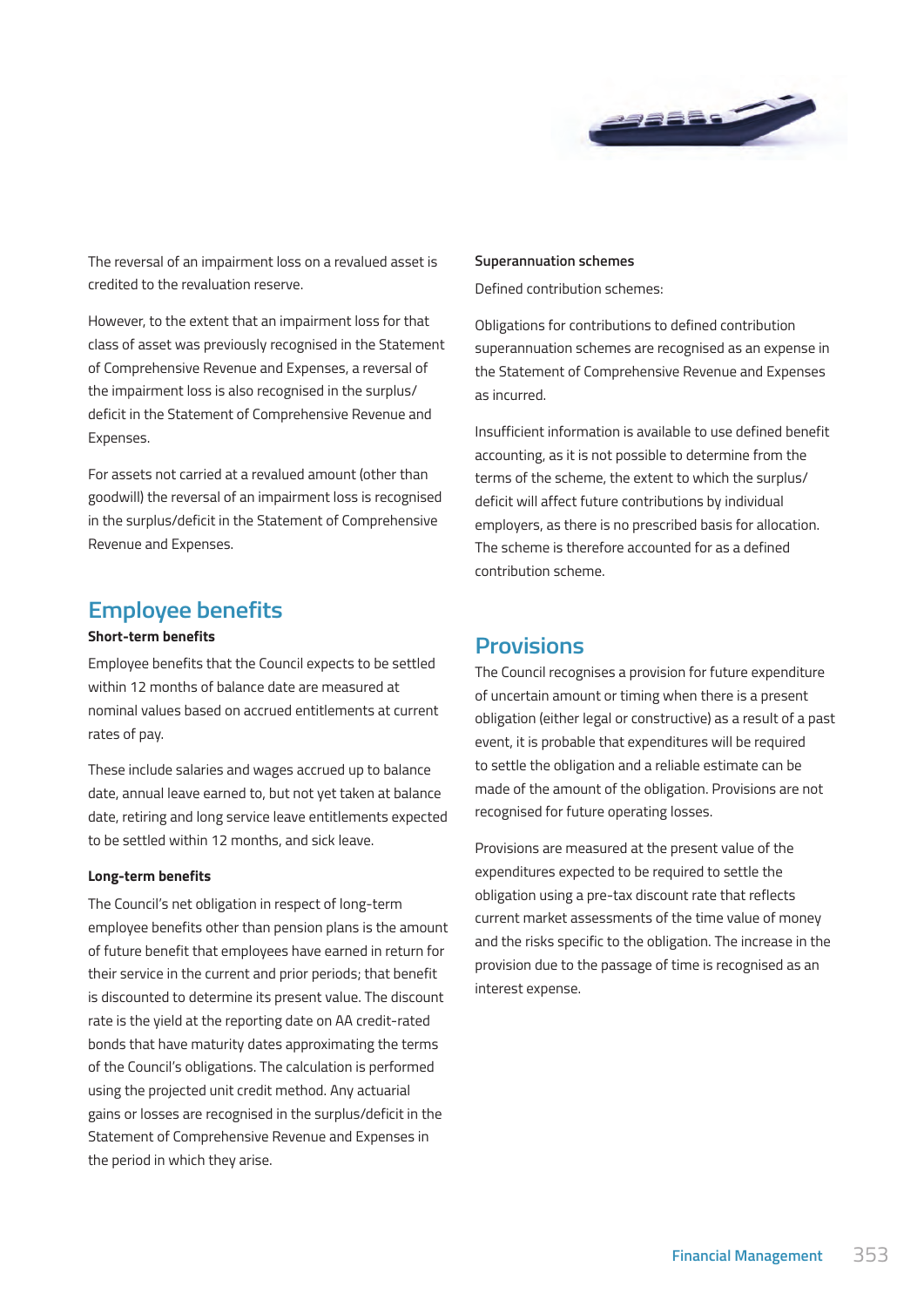The reversal of an impairment loss on a revalued asset is credited to the revaluation reserve.

However, to the extent that an impairment loss for that class of asset was previously recognised in the Statement of Comprehensive Revenue and Expenses, a reversal of the impairment loss is also recognised in the surplus/deficit in the Statement of Comprehensive Revenue and Expenses.

For assets not carried at a revalued amount (other than goodwill) the reversal of an impairment loss is recognised in the surplus/deficit in the Statement of Comprehensive Revenue and Expenses.

## Employee benefits

**Short-term benefits**

Employee benefits that the Council expects to be settled within 12 months of balance date are measured at nominal values based on accrued entitlements at current rates of pay.

These include salaries and wages accrued up to balance date, annual leave earned to, but not yet taken at balance date, retiring and long service leave entitlements expected to be settled within 12 months, and sick leave.

**Long-term benefits**

The Council's net obligation in respect of long-term employee benefits other than pension plans is the amount of future benefit that employees have earned in return for their service in the current and prior periods; that benefit is discounted to determine its present value. The discount rate is the yield at the reporting date on AA credit-rated bonds that have maturity dates approximating the terms of the Council's obligations. The calculation is performed using the projected unit credit method. Any actuarial gains or losses are recognised in the surplus/deficit in the Statement of Comprehensive Revenue and Expenses in the period in which they arise.

**Superannuation schemes**

Defined contribution schemes:

Obligations for contributions to defined contribution superannuation schemes are recognised as an expense in the Statement of Comprehensive Revenue and Expenses as incurred.

Insufficient information is available to use defined benefit accounting, as it is not possible to determine from the terms of the scheme, the extent to which the surplus/deficit will affect future contributions by individual employers, as there is no prescribed basis for allocation. The scheme is therefore accounted for as a defined contribution scheme.

## Provisions

The Council recognises a provision for future expenditure of uncertain amount or timing when there is a present obligation (either legal or constructive) as a result of a past event, it is probable that expenditures will be required to settle the obligation and a reliable estimate can be made of the amount of the obligation. Provisions are not recognised for future operating losses.

Provisions are measured at the present value of the expenditures expected to be required to settle the obligation using a pre-tax discount rate that reflects current market assessments of the time value of money and the risks specific to the obligation. The increase in the provision due to the passage of time is recognised as an interest expense.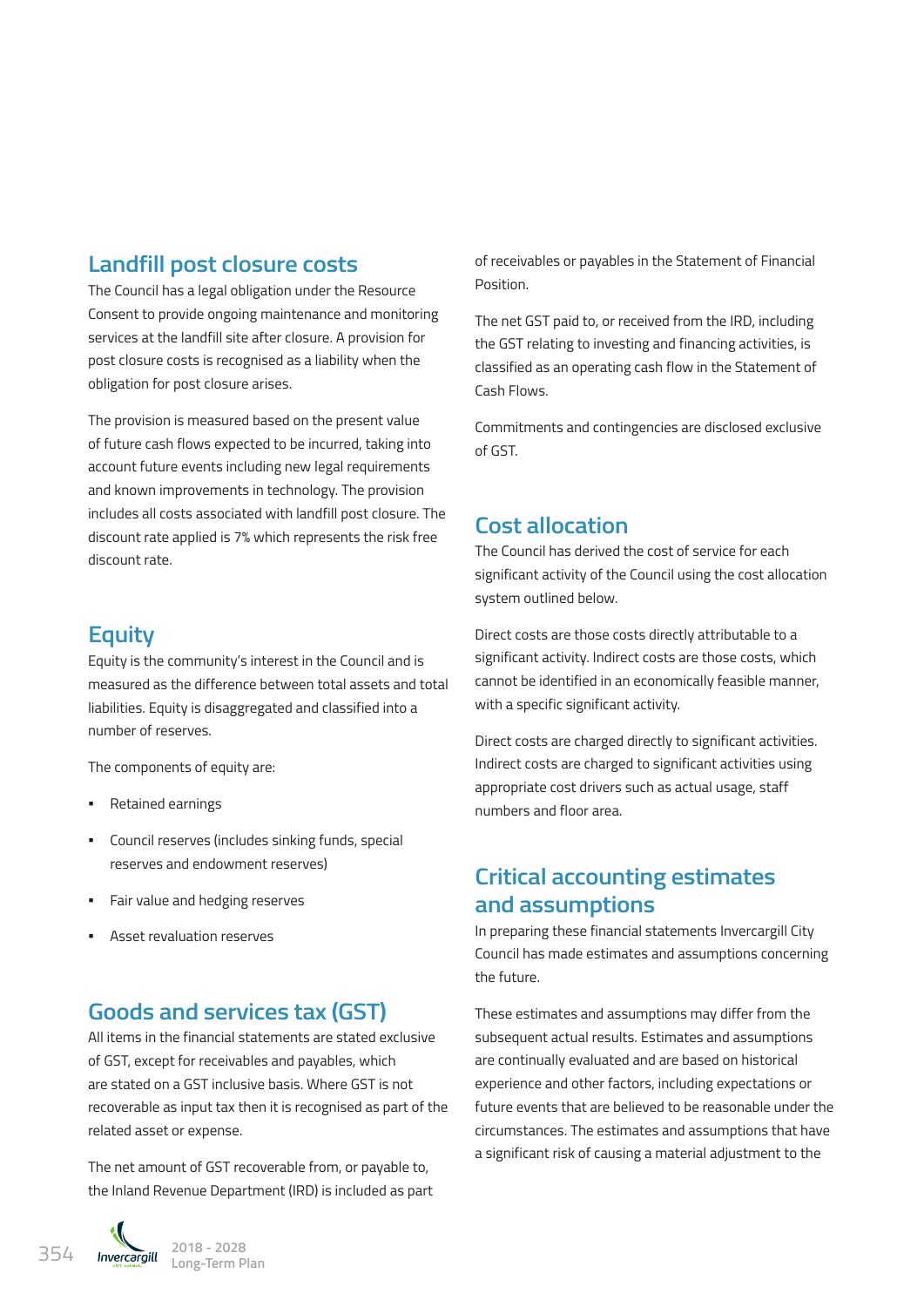## Landfill post closure costs

The Council has a legal obligation under the Resource Consent to provide ongoing maintenance and monitoring services at the landfill site after closure. A provision for post closure costs is recognised as a liability when the obligation for post closure arises.

The provision is measured based on the present value of future cash flows expected to be incurred, taking into account future events including new legal requirements and known improvements in technology. The provision includes all costs associated with landfill post closure. The discount rate applied is 7% which represents the risk free discount rate.

## Equity

Equity is the community's interest in the Council and is measured as the difference between total assets and total liabilities. Equity is disaggregated and classified into a number of reserves.

The components of equity are:

- Retained earnings
- Council reserves (includes sinking funds, special reserves and endowment reserves)
- Fair value and hedging reserves
- Asset revaluation reserves

## Goods and services tax (GST)

All items in the financial statements are stated exclusive of GST, except for receivables and payables, which are stated on a GST inclusive basis. Where GST is not recoverable as input tax then it is recognised as part of the related asset or expense.

The net amount of GST recoverable from, or payable to, the Inland Revenue Department (IRD) is included as part of receivables or payables in the Statement of Financial Position.

The net GST paid to, or received from the IRD, including the GST relating to investing and financing activities, is classified as an operating cash flow in the Statement of Cash Flows.

Commitments and contingencies are disclosed exclusive of GST.

## Cost allocation

The Council has derived the cost of service for each significant activity of the Council using the cost allocation system outlined below.

Direct costs are those costs directly attributable to a significant activity. Indirect costs are those costs, which cannot be identified in an economically feasible manner, with a specific significant activity.

Direct costs are charged directly to significant activities. Indirect costs are charged to significant activities using appropriate cost drivers such as actual usage, staff numbers and floor area.

## Critical accounting estimates and assumptions

In preparing these financial statements Invercargill City Council has made estimates and assumptions concerning the future.

These estimates and assumptions may differ from the subsequent actual results. Estimates and assumptions are continually evaluated and are based on historical experience and other factors, including expectations or future events that are believed to be reasonable under the circumstances. The estimates and assumptions that have a significant risk of causing a material adjustment to the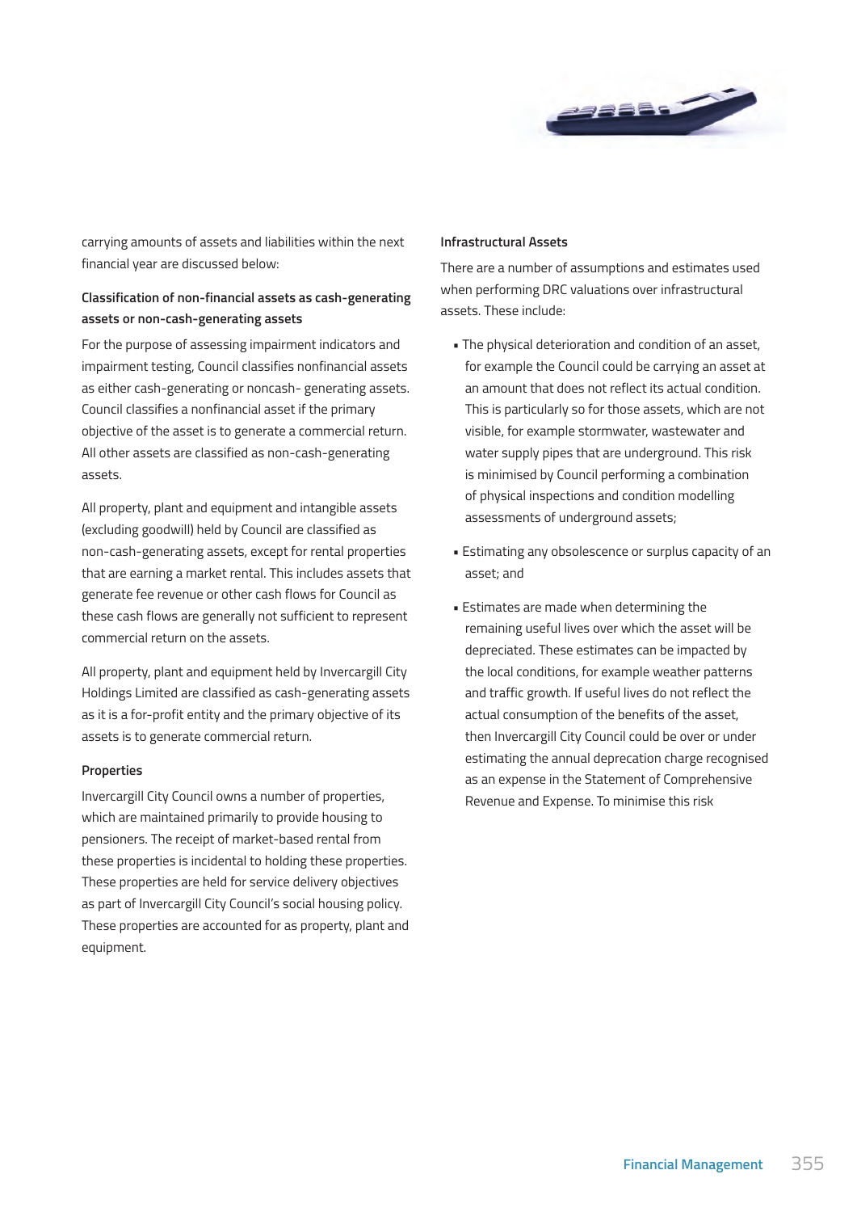carrying amounts of assets and liabilities within the next financial year are discussed below:

### Classification of non-financial assets as cash-generating assets or non-cash-generating assets

For the purpose of assessing impairment indicators and impairment testing, Council classifies nonfinancial assets as either cash-generating or noncash- generating assets. Council classifies a nonfinancial asset if the primary objective of the asset is to generate a commercial return. All other assets are classified as non-cash-generating assets.

All property, plant and equipment and intangible assets (excluding goodwill) held by Council are classified as non-cash-generating assets, except for rental properties that are earning a market rental. This includes assets that generate fee revenue or other cash flows for Council as these cash flows are generally not sufficient to represent commercial return on the assets.

All property, plant and equipment held by Invercargill City Holdings Limited are classified as cash-generating assets as it is a for-profit entity and the primary objective of its assets is to generate commercial return.

### Properties

Invercargill City Council owns a number of properties, which are maintained primarily to provide housing to pensioners. The receipt of market-based rental from these properties is incidental to holding these properties. These properties are held for service delivery objectives as part of Invercargill City Council's social housing policy. These properties are accounted for as property, plant and equipment.

### Infrastructural Assets

There are a number of assumptions and estimates used when performing DRC valuations over infrastructural assets. These include:

- The physical deterioration and condition of an asset, for example the Council could be carrying an asset at an amount that does not reflect its actual condition. This is particularly so for those assets, which are not visible, for example stormwater, wastewater and water supply pipes that are underground. This risk is minimised by Council performing a combination of physical inspections and condition modelling assessments of underground assets;
- Estimating any obsolescence or surplus capacity of an asset; and
- Estimates are made when determining the remaining useful lives over which the asset will be depreciated. These estimates can be impacted by the local conditions, for example weather patterns and traffic growth. If useful lives do not reflect the actual consumption of the benefits of the asset, then Invercargill City Council could be over or under estimating the annual deprecation charge recognised as an expense in the Statement of Comprehensive Revenue and Expense. To minimise this risk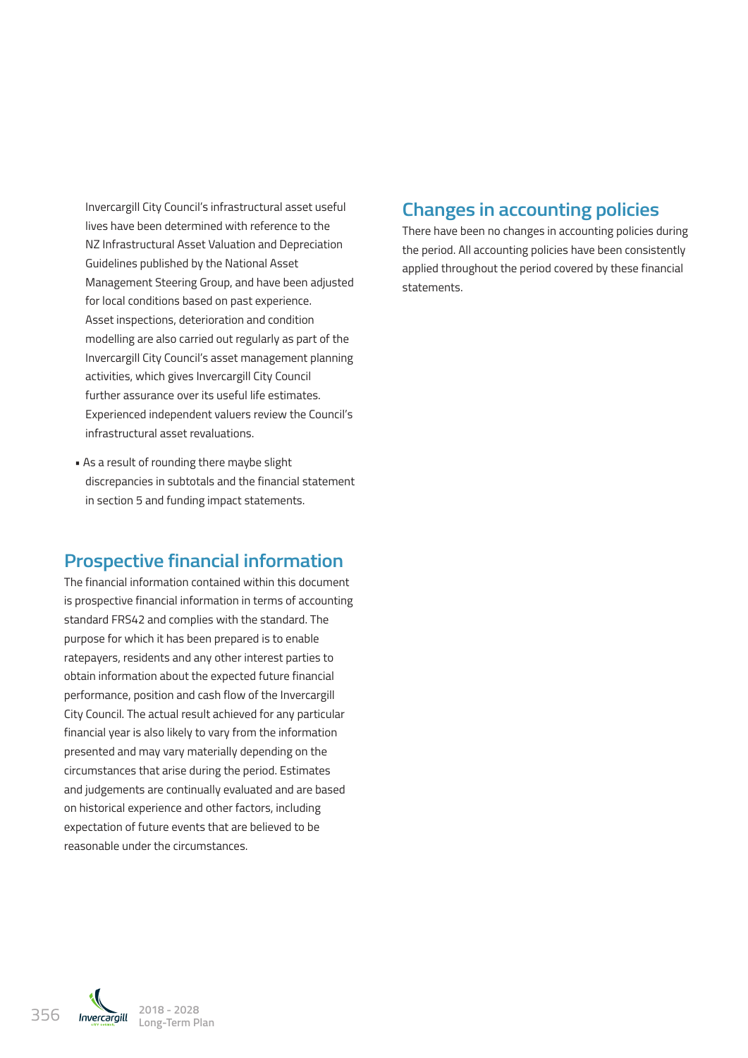Invercargill City Council's infrastructural asset useful lives have been determined with reference to the NZ Infrastructural Asset Valuation and Depreciation Guidelines published by the National Asset Management Steering Group, and have been adjusted for local conditions based on past experience. Asset inspections, deterioration and condition modelling are also carried out regularly as part of the Invercargill City Council's asset management planning activities, which gives Invercargill City Council further assurance over its useful life estimates. Experienced independent valuers review the Council's infrastructural asset revaluations.

- As a result of rounding there maybe slight discrepancies in subtotals and the financial statement in section 5 and funding impact statements.

## Prospective financial information

The financial information contained within this document is prospective financial information in terms of accounting standard FRS42 and complies with the standard. The purpose for which it has been prepared is to enable ratepayers, residents and any other interest parties to obtain information about the expected future financial performance, position and cash flow of the Invercargill City Council. The actual result achieved for any particular financial year is also likely to vary from the information presented and may vary materially depending on the circumstances that arise during the period. Estimates and judgements are continually evaluated and are based on historical experience and other factors, including expectation of future events that are believed to be reasonable under the circumstances.

## Changes in accounting policies

There have been no changes in accounting policies during the period. All accounting policies have been consistently applied throughout the period covered by these financial statements.